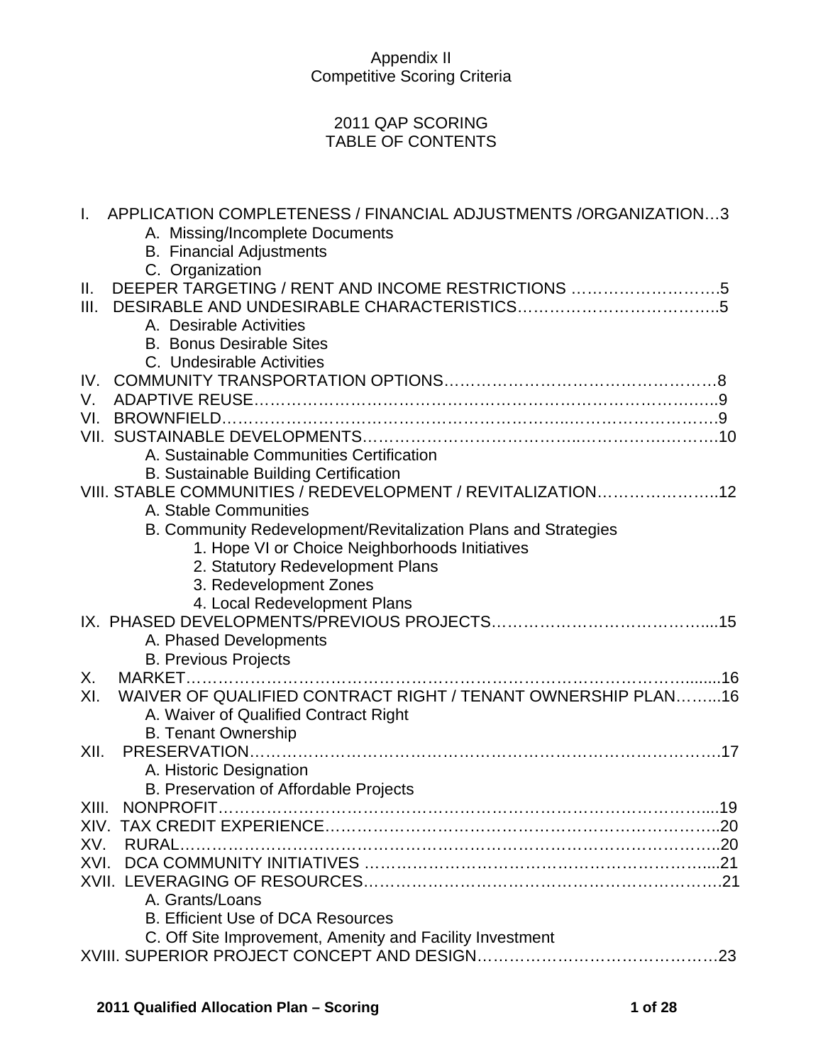Appendix II
Competitive Scoring Criteria

2011 QAP SCORING
TABLE OF CONTENTS

I. APPLICATION COMPLETENESS / FINANCIAL ADJUSTMENTS /ORGANIZATION…3
- A. Missing/Incomplete Documents
- B. Financial Adjustments
- C. Organization

II. DEEPER TARGETING / RENT AND INCOME RESTRICTIONS ……………………….5

III. DESIRABLE AND UNDESIRABLE CHARACTERISTICS……………………………….5
- A. Desirable Activities
- B. Bonus Desirable Sites
- C. Undesirable Activities

IV. COMMUNITY TRANSPORTATION OPTIONS……………………………………………8

V. ADAPTIVE REUSE……………………………………………………………………………..9

VI. BROWNFIELD………………………………………………………………………………….9

VII. SUSTAINABLE DEVELOPMENTS……………………………………………………….10
- A. Sustainable Communities Certification
- B. Sustainable Building Certification

VIII. STABLE COMMUNITIES / REDEVELOPMENT / REVITALIZATION…………………..12
- A. Stable Communities
- B. Community Redevelopment/Revitalization Plans and Strategies
  1. Hope VI or Choice Neighborhoods Initiatives
  2. Statutory Redevelopment Plans
  3. Redevelopment Zones
  4. Local Redevelopment Plans

IX. PHASED DEVELOPMENTS/PREVIOUS PROJECTS…………………………………....15
- A. Phased Developments
- B. Previous Projects

X. MARKET……………………………………………………………………………………......16

XI. WAIVER OF QUALIFIED CONTRACT RIGHT / TENANT OWNERSHIP PLAN……...16
- A. Waiver of Qualified Contract Right
- B. Tenant Ownership

XII. PRESERVATION………………………………………………………………………………17
- A. Historic Designation
- B. Preservation of Affordable Projects

XIII. NONPROFIT………………………………………………………………………………....19

XIV. TAX CREDIT EXPERIENCE………………………………………………………………..20

XV. RURAL…………………………………………………………………………………………..20

XVI. DCA COMMUNITY INITIATIVES …………………………………………………………...21

XVII. LEVERAGING OF RESOURCES………………………………………………………….21
- A. Grants/Loans
- B. Efficient Use of DCA Resources
- C. Off Site Improvement, Amenity and Facility Investment

XVIII. SUPERIOR PROJECT CONCEPT AND DESIGN……………………………………….23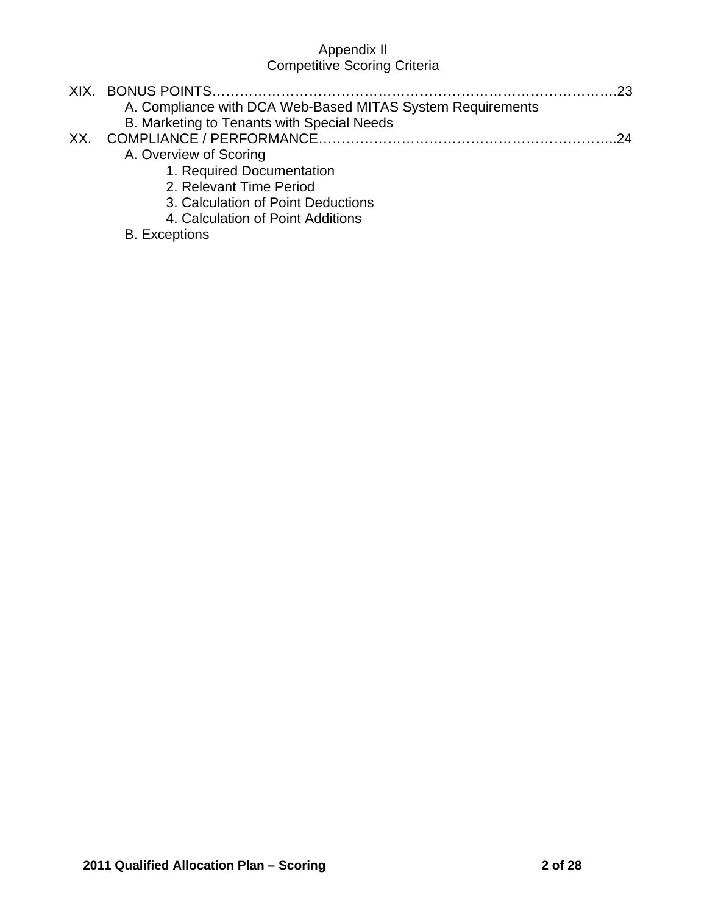Appendix II
Competitive Scoring Criteria

XIX. BONUS POINTS……………………………………………………………………………….23
- A. Compliance with DCA Web-Based MITAS System Requirements
- B. Marketing to Tenants with Special Needs

XX. COMPLIANCE / PERFORMANCE………………………………………………………..24
- A. Overview of Scoring
  - 1. Required Documentation
  - 2. Relevant Time Period
  - 3. Calculation of Point Deductions
  - 4. Calculation of Point Additions
- B. Exceptions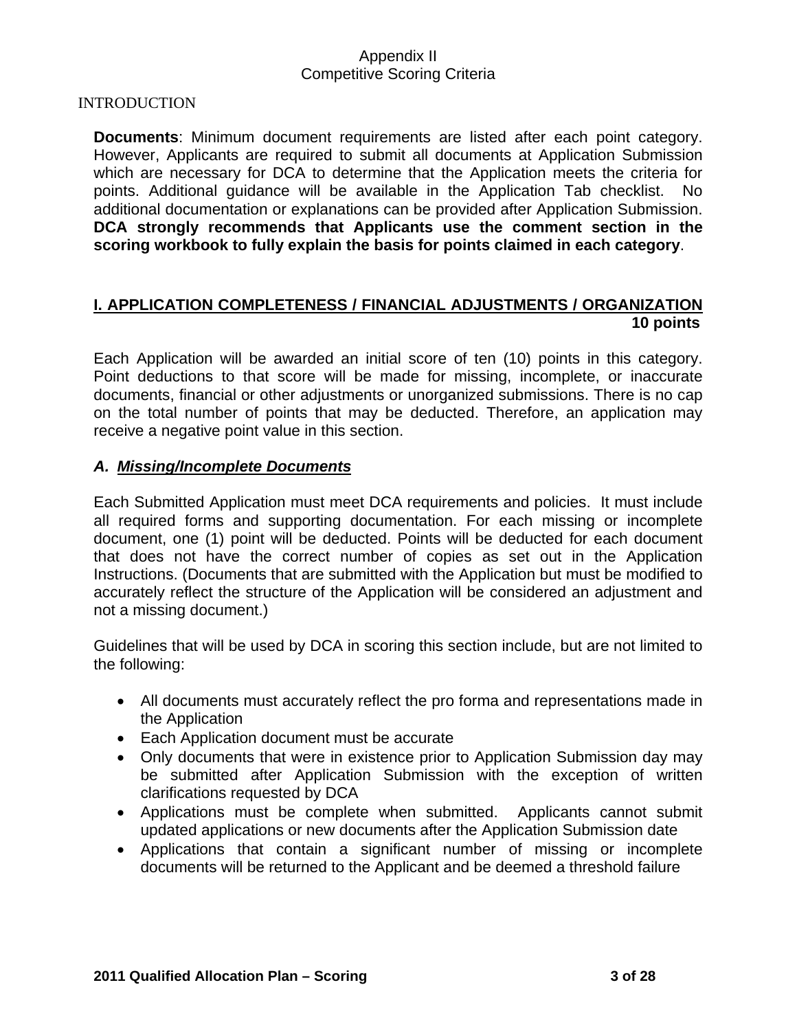Appendix II
Competitive Scoring Criteria

INTRODUCTION

**Documents**: Minimum document requirements are listed after each point category. However, Applicants are required to submit all documents at Application Submission which are necessary for DCA to determine that the Application meets the criteria for points. Additional guidance will be available in the Application Tab checklist. No additional documentation or explanations can be provided after Application Submission. **DCA strongly recommends that Applicants use the comment section in the scoring workbook to fully explain the basis for points claimed in each category**.

## I. APPLICATION COMPLETENESS / FINANCIAL ADJUSTMENTS / ORGANIZATION 10 points

Each Application will be awarded an initial score of ten (10) points in this category. Point deductions to that score will be made for missing, incomplete, or inaccurate documents, financial or other adjustments or unorganized submissions. There is no cap on the total number of points that may be deducted. Therefore, an application may receive a negative point value in this section.

### *A. Missing/Incomplete Documents*

Each Submitted Application must meet DCA requirements and policies. It must include all required forms and supporting documentation. For each missing or incomplete document, one (1) point will be deducted. Points will be deducted for each document that does not have the correct number of copies as set out in the Application Instructions. (Documents that are submitted with the Application but must be modified to accurately reflect the structure of the Application will be considered an adjustment and not a missing document.)

Guidelines that will be used by DCA in scoring this section include, but are not limited to the following:

- All documents must accurately reflect the pro forma and representations made in the Application
- Each Application document must be accurate
- Only documents that were in existence prior to Application Submission day may be submitted after Application Submission with the exception of written clarifications requested by DCA
- Applications must be complete when submitted. Applicants cannot submit updated applications or new documents after the Application Submission date
- Applications that contain a significant number of missing or incomplete documents will be returned to the Applicant and be deemed a threshold failure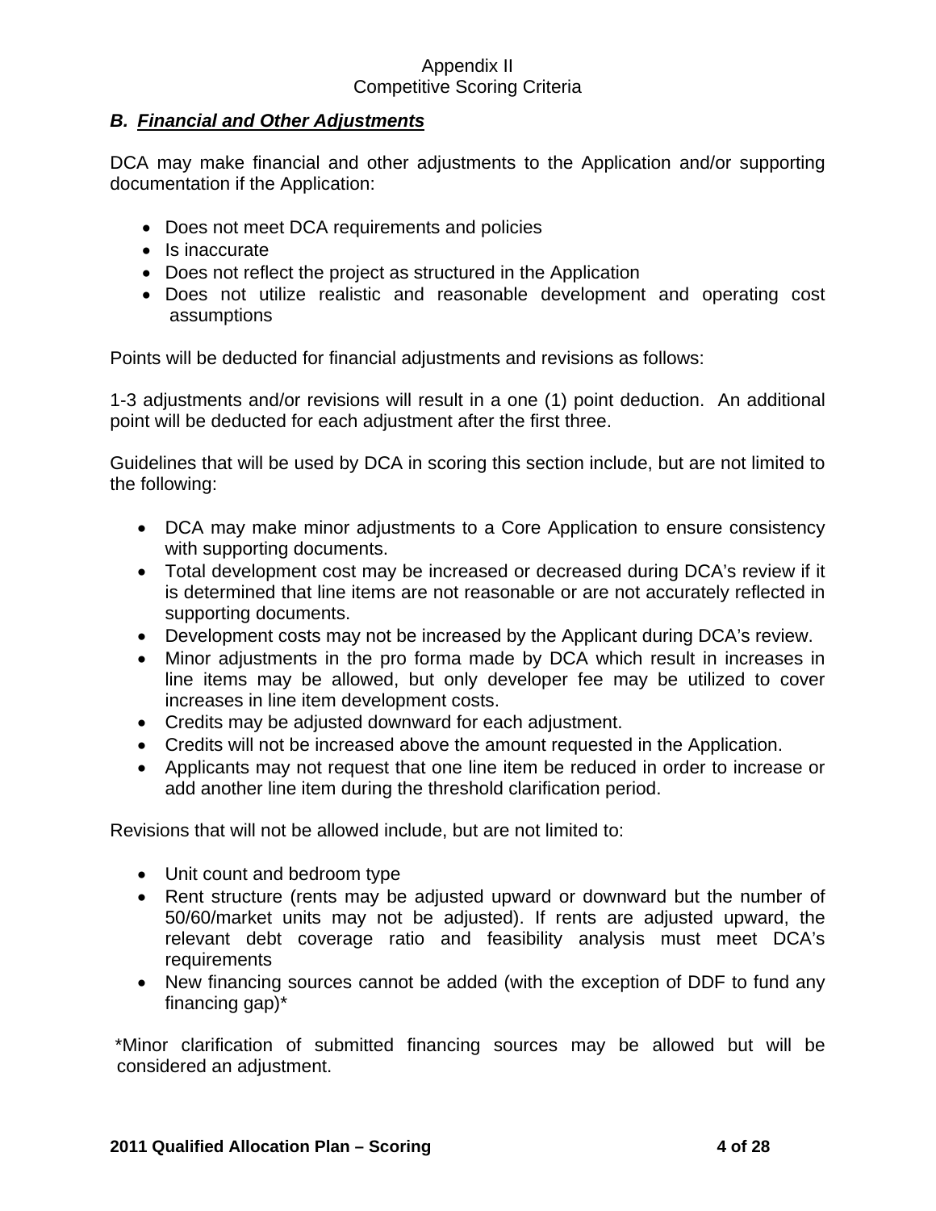Appendix II
Competitive Scoring Criteria

## ***B. Financial and Other Adjustments***

DCA may make financial and other adjustments to the Application and/or supporting documentation if the Application:

- Does not meet DCA requirements and policies
- Is inaccurate
- Does not reflect the project as structured in the Application
- Does not utilize realistic and reasonable development and operating cost assumptions

Points will be deducted for financial adjustments and revisions as follows:

1-3 adjustments and/or revisions will result in a one (1) point deduction. An additional point will be deducted for each adjustment after the first three.

Guidelines that will be used by DCA in scoring this section include, but are not limited to the following:

- DCA may make minor adjustments to a Core Application to ensure consistency with supporting documents.
- Total development cost may be increased or decreased during DCA's review if it is determined that line items are not reasonable or are not accurately reflected in supporting documents.
- Development costs may not be increased by the Applicant during DCA's review.
- Minor adjustments in the pro forma made by DCA which result in increases in line items may be allowed, but only developer fee may be utilized to cover increases in line item development costs.
- Credits may be adjusted downward for each adjustment.
- Credits will not be increased above the amount requested in the Application.
- Applicants may not request that one line item be reduced in order to increase or add another line item during the threshold clarification period.

Revisions that will not be allowed include, but are not limited to:

- Unit count and bedroom type
- Rent structure (rents may be adjusted upward or downward but the number of 50/60/market units may not be adjusted). If rents are adjusted upward, the relevant debt coverage ratio and feasibility analysis must meet DCA's requirements
- New financing sources cannot be added (with the exception of DDF to fund any financing gap)*

*Minor clarification of submitted financing sources may be allowed but will be considered an adjustment.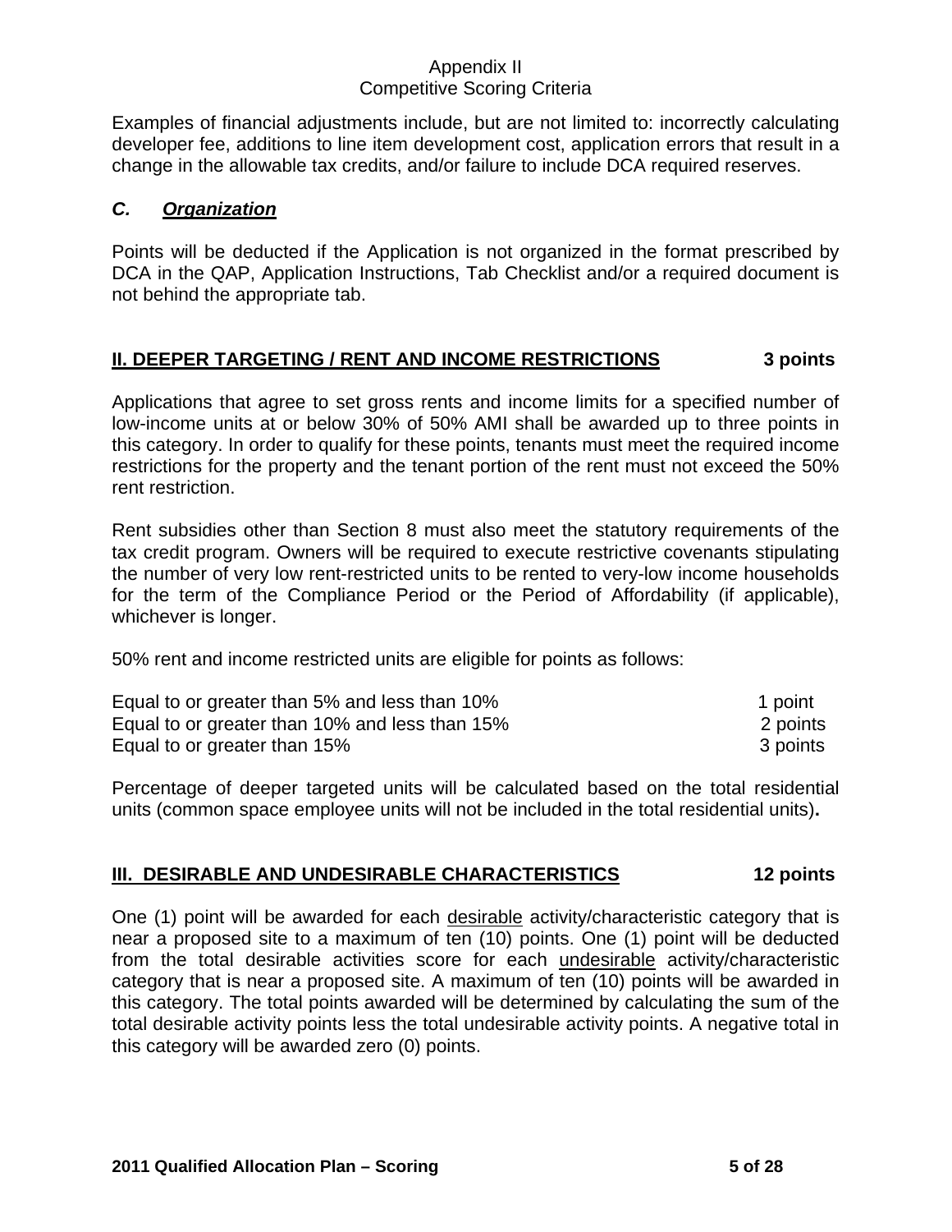Examples of financial adjustments include, but are not limited to: incorrectly calculating developer fee, additions to line item development cost, application errors that result in a change in the allowable tax credits, and/or failure to include DCA required reserves.

### *C. <u>Organization</u>*

Points will be deducted if the Application is not organized in the format prescribed by DCA in the QAP, Application Instructions, Tab Checklist and/or a required document is not behind the appropriate tab.

## <u>II. DEEPER TARGETING / RENT AND INCOME RESTRICTIONS</u> 3 points

Applications that agree to set gross rents and income limits for a specified number of low-income units at or below 30% of 50% AMI shall be awarded up to three points in this category. In order to qualify for these points, tenants must meet the required income restrictions for the property and the tenant portion of the rent must not exceed the 50% rent restriction.

Rent subsidies other than Section 8 must also meet the statutory requirements of the tax credit program. Owners will be required to execute restrictive covenants stipulating the number of very low rent-restricted units to be rented to very-low income households for the term of the Compliance Period or the Period of Affordability (if applicable), whichever is longer.

50% rent and income restricted units are eligible for points as follows:

| | |
|---|---|
| Equal to or greater than 5% and less than 10% | 1 point |
| Equal to or greater than 10% and less than 15% | 2 points |
| Equal to or greater than 15% | 3 points |

Percentage of deeper targeted units will be calculated based on the total residential units (common space employee units will not be included in the total residential units)**.**

## <u>III. DESIRABLE AND UNDESIRABLE CHARACTERISTICS</u> 12 points

One (1) point will be awarded for each <u>desirable</u> activity/characteristic category that is near a proposed site to a maximum of ten (10) points. One (1) point will be deducted from the total desirable activities score for each <u>undesirable</u> activity/characteristic category that is near a proposed site. A maximum of ten (10) points will be awarded in this category. The total points awarded will be determined by calculating the sum of the total desirable activity points less the total undesirable activity points. A negative total in this category will be awarded zero (0) points.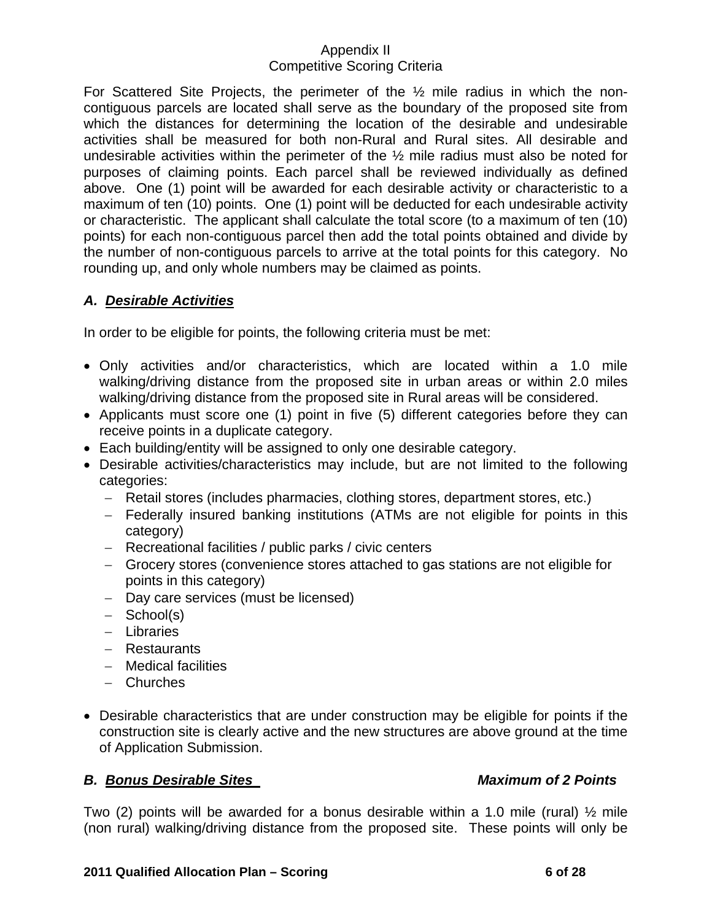Appendix II
Competitive Scoring Criteria

For Scattered Site Projects, the perimeter of the ½ mile radius in which the non-contiguous parcels are located shall serve as the boundary of the proposed site from which the distances for determining the location of the desirable and undesirable activities shall be measured for both non-Rural and Rural sites. All desirable and undesirable activities within the perimeter of the ½ mile radius must also be noted for purposes of claiming points. Each parcel shall be reviewed individually as defined above. One (1) point will be awarded for each desirable activity or characteristic to a maximum of ten (10) points. One (1) point will be deducted for each undesirable activity or characteristic. The applicant shall calculate the total score (to a maximum of ten (10) points) for each non-contiguous parcel then add the total points obtained and divide by the number of non-contiguous parcels to arrive at the total points for this category. No rounding up, and only whole numbers may be claimed as points.

### *A. Desirable Activities*

In order to be eligible for points, the following criteria must be met:

- Only activities and/or characteristics, which are located within a 1.0 mile walking/driving distance from the proposed site in urban areas or within 2.0 miles walking/driving distance from the proposed site in Rural areas will be considered.
- Applicants must score one (1) point in five (5) different categories before they can receive points in a duplicate category.
- Each building/entity will be assigned to only one desirable category.
- Desirable activities/characteristics may include, but are not limited to the following categories:
  - Retail stores (includes pharmacies, clothing stores, department stores, etc.)
  - Federally insured banking institutions (ATMs are not eligible for points in this category)
  - Recreational facilities / public parks / civic centers
  - Grocery stores (convenience stores attached to gas stations are not eligible for points in this category)
  - Day care services (must be licensed)
  - School(s)
  - Libraries
  - Restaurants
  - Medical facilities
  - Churches
- Desirable characteristics that are under construction may be eligible for points if the construction site is clearly active and the new structures are above ground at the time of Application Submission.

### *B. Bonus Desirable Sites* — *Maximum of 2 Points*

Two (2) points will be awarded for a bonus desirable within a 1.0 mile (rural) ½ mile (non rural) walking/driving distance from the proposed site. These points will only be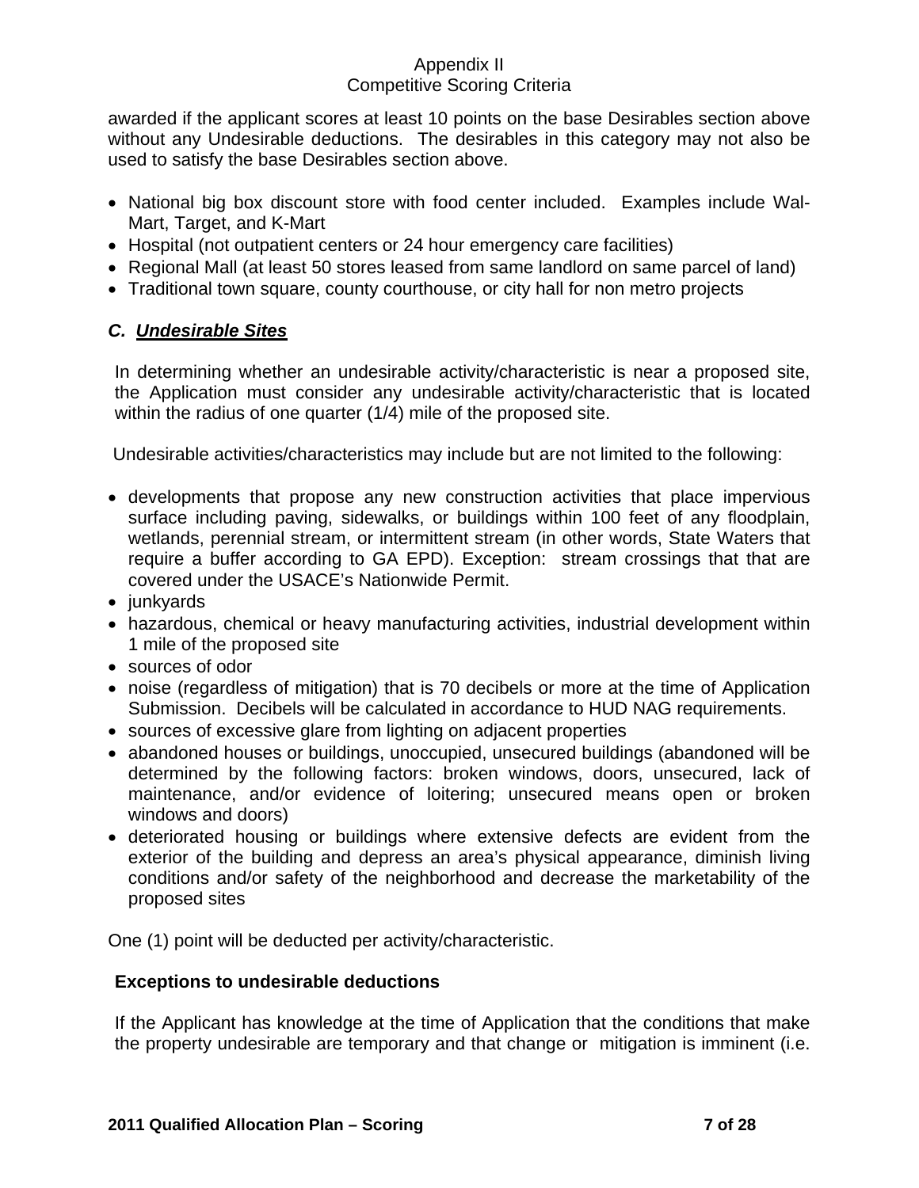awarded if the applicant scores at least 10 points on the base Desirables section above without any Undesirable deductions. The desirables in this category may not also be used to satisfy the base Desirables section above.

- National big box discount store with food center included. Examples include Wal-Mart, Target, and K-Mart
- Hospital (not outpatient centers or 24 hour emergency care facilities)
- Regional Mall (at least 50 stores leased from same landlord on same parcel of land)
- Traditional town square, county courthouse, or city hall for non metro projects

### *C. <u>Undesirable Sites</u>*

In determining whether an undesirable activity/characteristic is near a proposed site, the Application must consider any undesirable activity/characteristic that is located within the radius of one quarter (1/4) mile of the proposed site.

Undesirable activities/characteristics may include but are not limited to the following:

- developments that propose any new construction activities that place impervious surface including paving, sidewalks, or buildings within 100 feet of any floodplain, wetlands, perennial stream, or intermittent stream (in other words, State Waters that require a buffer according to GA EPD). Exception: stream crossings that that are covered under the USACE's Nationwide Permit.
- junkyards
- hazardous, chemical or heavy manufacturing activities, industrial development within 1 mile of the proposed site
- sources of odor
- noise (regardless of mitigation) that is 70 decibels or more at the time of Application Submission. Decibels will be calculated in accordance to HUD NAG requirements.
- sources of excessive glare from lighting on adjacent properties
- abandoned houses or buildings, unoccupied, unsecured buildings (abandoned will be determined by the following factors: broken windows, doors, unsecured, lack of maintenance, and/or evidence of loitering; unsecured means open or broken windows and doors)
- deteriorated housing or buildings where extensive defects are evident from the exterior of the building and depress an area's physical appearance, diminish living conditions and/or safety of the neighborhood and decrease the marketability of the proposed sites

One (1) point will be deducted per activity/characteristic.

**Exceptions to undesirable deductions**

If the Applicant has knowledge at the time of Application that the conditions that make the property undesirable are temporary and that change or mitigation is imminent (i.e.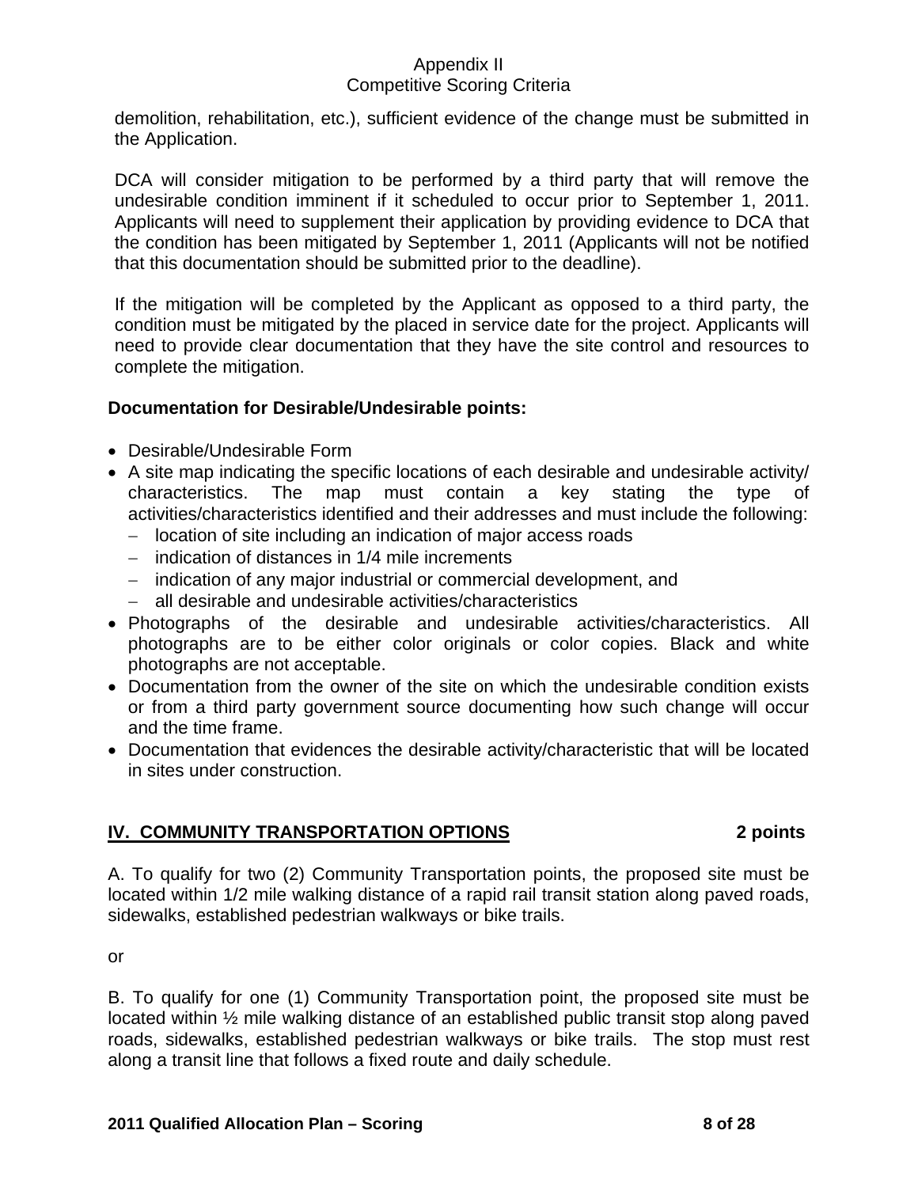demolition, rehabilitation, etc.), sufficient evidence of the change must be submitted in the Application.

DCA will consider mitigation to be performed by a third party that will remove the undesirable condition imminent if it scheduled to occur prior to September 1, 2011. Applicants will need to supplement their application by providing evidence to DCA that the condition has been mitigated by September 1, 2011 (Applicants will not be notified that this documentation should be submitted prior to the deadline).

If the mitigation will be completed by the Applicant as opposed to a third party, the condition must be mitigated by the placed in service date for the project. Applicants will need to provide clear documentation that they have the site control and resources to complete the mitigation.

**Documentation for Desirable/Undesirable points:**

- Desirable/Undesirable Form
- A site map indicating the specific locations of each desirable and undesirable activity/ characteristics. The map must contain a key stating the type of activities/characteristics identified and their addresses and must include the following:
  - location of site including an indication of major access roads
  - indication of distances in 1/4 mile increments
  - indication of any major industrial or commercial development, and
  - all desirable and undesirable activities/characteristics
- Photographs of the desirable and undesirable activities/characteristics. All photographs are to be either color originals or color copies. Black and white photographs are not acceptable.
- Documentation from the owner of the site on which the undesirable condition exists or from a third party government source documenting how such change will occur and the time frame.
- Documentation that evidences the desirable activity/characteristic that will be located in sites under construction.

## IV. COMMUNITY TRANSPORTATION OPTIONS — 2 points

A. To qualify for two (2) Community Transportation points, the proposed site must be located within 1/2 mile walking distance of a rapid rail transit station along paved roads, sidewalks, established pedestrian walkways or bike trails.

or

B. To qualify for one (1) Community Transportation point, the proposed site must be located within ½ mile walking distance of an established public transit stop along paved roads, sidewalks, established pedestrian walkways or bike trails. The stop must rest along a transit line that follows a fixed route and daily schedule.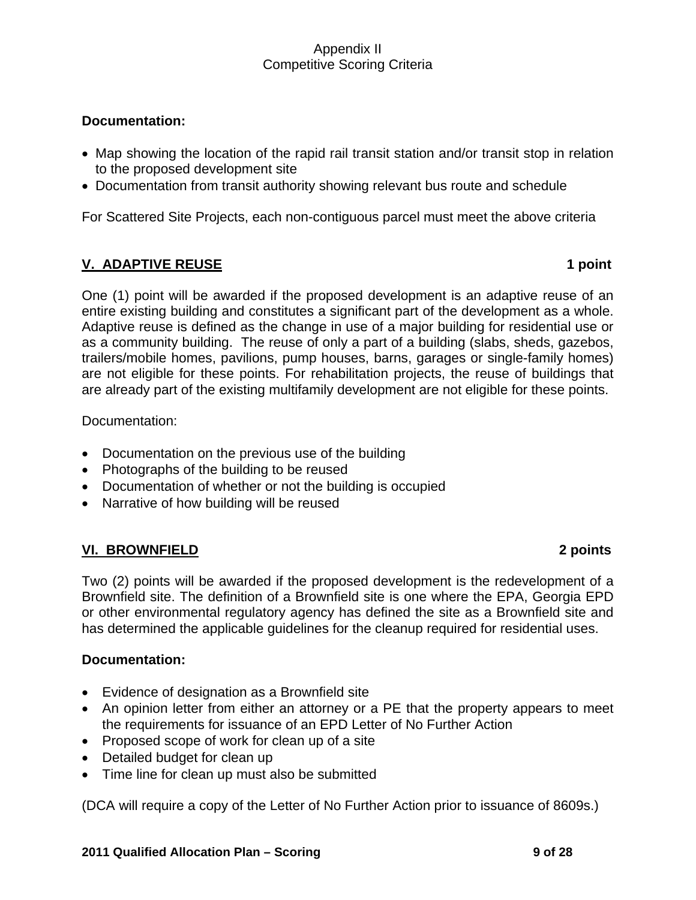**Documentation:**

- Map showing the location of the rapid rail transit station and/or transit stop in relation to the proposed development site
- Documentation from transit authority showing relevant bus route and schedule

For Scattered Site Projects, each non-contiguous parcel must meet the above criteria

## V. ADAPTIVE REUSE **1 point**

One (1) point will be awarded if the proposed development is an adaptive reuse of an entire existing building and constitutes a significant part of the development as a whole. Adaptive reuse is defined as the change in use of a major building for residential use or as a community building. The reuse of only a part of a building (slabs, sheds, gazebos, trailers/mobile homes, pavilions, pump houses, barns, garages or single-family homes) are not eligible for these points. For rehabilitation projects, the reuse of buildings that are already part of the existing multifamily development are not eligible for these points.

Documentation:

- Documentation on the previous use of the building
- Photographs of the building to be reused
- Documentation of whether or not the building is occupied
- Narrative of how building will be reused

## VI. BROWNFIELD **2 points**

Two (2) points will be awarded if the proposed development is the redevelopment of a Brownfield site. The definition of a Brownfield site is one where the EPA, Georgia EPD or other environmental regulatory agency has defined the site as a Brownfield site and has determined the applicable guidelines for the cleanup required for residential uses.

**Documentation:**

- Evidence of designation as a Brownfield site
- An opinion letter from either an attorney or a PE that the property appears to meet the requirements for issuance of an EPD Letter of No Further Action
- Proposed scope of work for clean up of a site
- Detailed budget for clean up
- Time line for clean up must also be submitted

(DCA will require a copy of the Letter of No Further Action prior to issuance of 8609s.)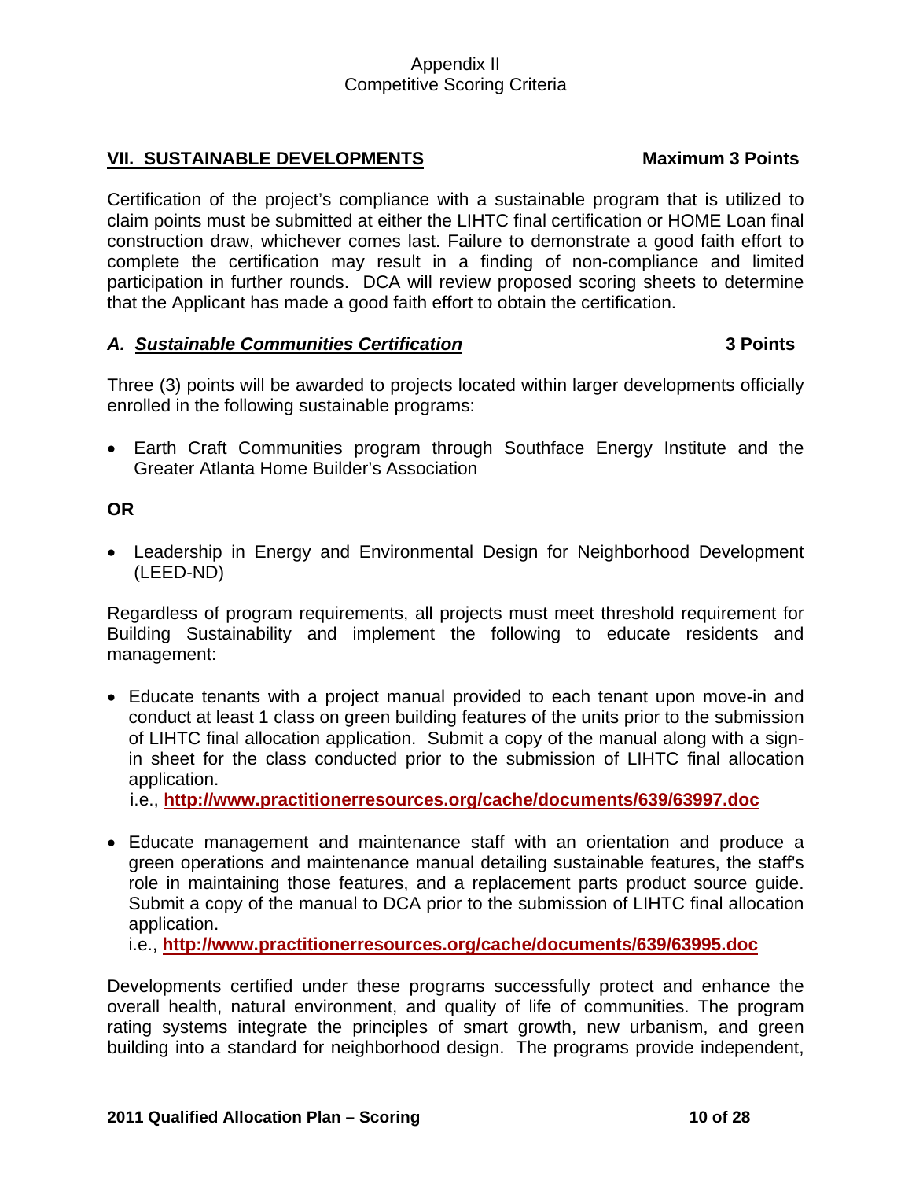## VII. SUSTAINABLE DEVELOPMENTS **Maximum 3 Points**

Certification of the project's compliance with a sustainable program that is utilized to claim points must be submitted at either the LIHTC final certification or HOME Loan final construction draw, whichever comes last. Failure to demonstrate a good faith effort to complete the certification may result in a finding of non-compliance and limited participation in further rounds. DCA will review proposed scoring sheets to determine that the Applicant has made a good faith effort to obtain the certification.

### *A. Sustainable Communities Certification* **3 Points**

Three (3) points will be awarded to projects located within larger developments officially enrolled in the following sustainable programs:

- Earth Craft Communities program through Southface Energy Institute and the Greater Atlanta Home Builder's Association

**OR**

- Leadership in Energy and Environmental Design for Neighborhood Development (LEED-ND)

Regardless of program requirements, all projects must meet threshold requirement for Building Sustainability and implement the following to educate residents and management:

- Educate tenants with a project manual provided to each tenant upon move-in and conduct at least 1 class on green building features of the units prior to the submission of LIHTC final allocation application. Submit a copy of the manual along with a sign-in sheet for the class conducted prior to the submission of LIHTC final allocation application.
  i.e., **http://www.practitionerresources.org/cache/documents/639/63997.doc**

- Educate management and maintenance staff with an orientation and produce a green operations and maintenance manual detailing sustainable features, the staff's role in maintaining those features, and a replacement parts product source guide. Submit a copy of the manual to DCA prior to the submission of LIHTC final allocation application.
  i.e., **http://www.practitionerresources.org/cache/documents/639/63995.doc**

Developments certified under these programs successfully protect and enhance the overall health, natural environment, and quality of life of communities. The program rating systems integrate the principles of smart growth, new urbanism, and green building into a standard for neighborhood design. The programs provide independent,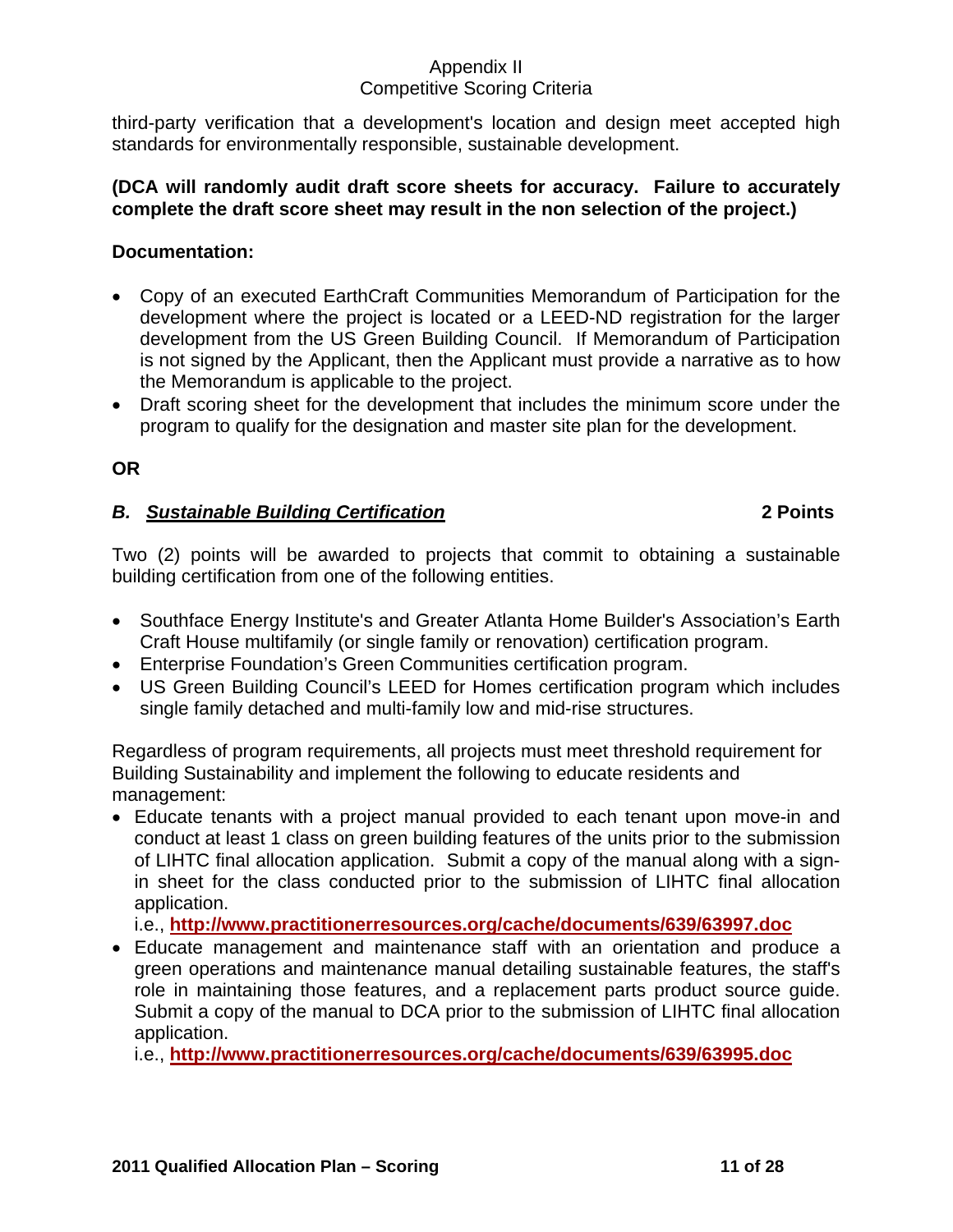third-party verification that a development's location and design meet accepted high standards for environmentally responsible, sustainable development.

**(DCA will randomly audit draft score sheets for accuracy. Failure to accurately complete the draft score sheet may result in the non selection of the project.)**

**Documentation:**

- Copy of an executed EarthCraft Communities Memorandum of Participation for the development where the project is located or a LEED-ND registration for the larger development from the US Green Building Council. If Memorandum of Participation is not signed by the Applicant, then the Applicant must provide a narrative as to how the Memorandum is applicable to the project.
- Draft scoring sheet for the development that includes the minimum score under the program to qualify for the designation and master site plan for the development.

**OR**

***B. <u>Sustainable Building Certification</u>*** **2 Points**

Two (2) points will be awarded to projects that commit to obtaining a sustainable building certification from one of the following entities.

- Southface Energy Institute's and Greater Atlanta Home Builder's Association's Earth Craft House multifamily (or single family or renovation) certification program.
- Enterprise Foundation's Green Communities certification program.
- US Green Building Council's LEED for Homes certification program which includes single family detached and multi-family low and mid-rise structures.

Regardless of program requirements, all projects must meet threshold requirement for Building Sustainability and implement the following to educate residents and management:

- Educate tenants with a project manual provided to each tenant upon move-in and conduct at least 1 class on green building features of the units prior to the submission of LIHTC final allocation application. Submit a copy of the manual along with a sign-in sheet for the class conducted prior to the submission of LIHTC final allocation application.
  i.e., **http://www.practitionerresources.org/cache/documents/639/63997.doc**
- Educate management and maintenance staff with an orientation and produce a green operations and maintenance manual detailing sustainable features, the staff's role in maintaining those features, and a replacement parts product source guide. Submit a copy of the manual to DCA prior to the submission of LIHTC final allocation application.
  i.e., **http://www.practitionerresources.org/cache/documents/639/63995.doc**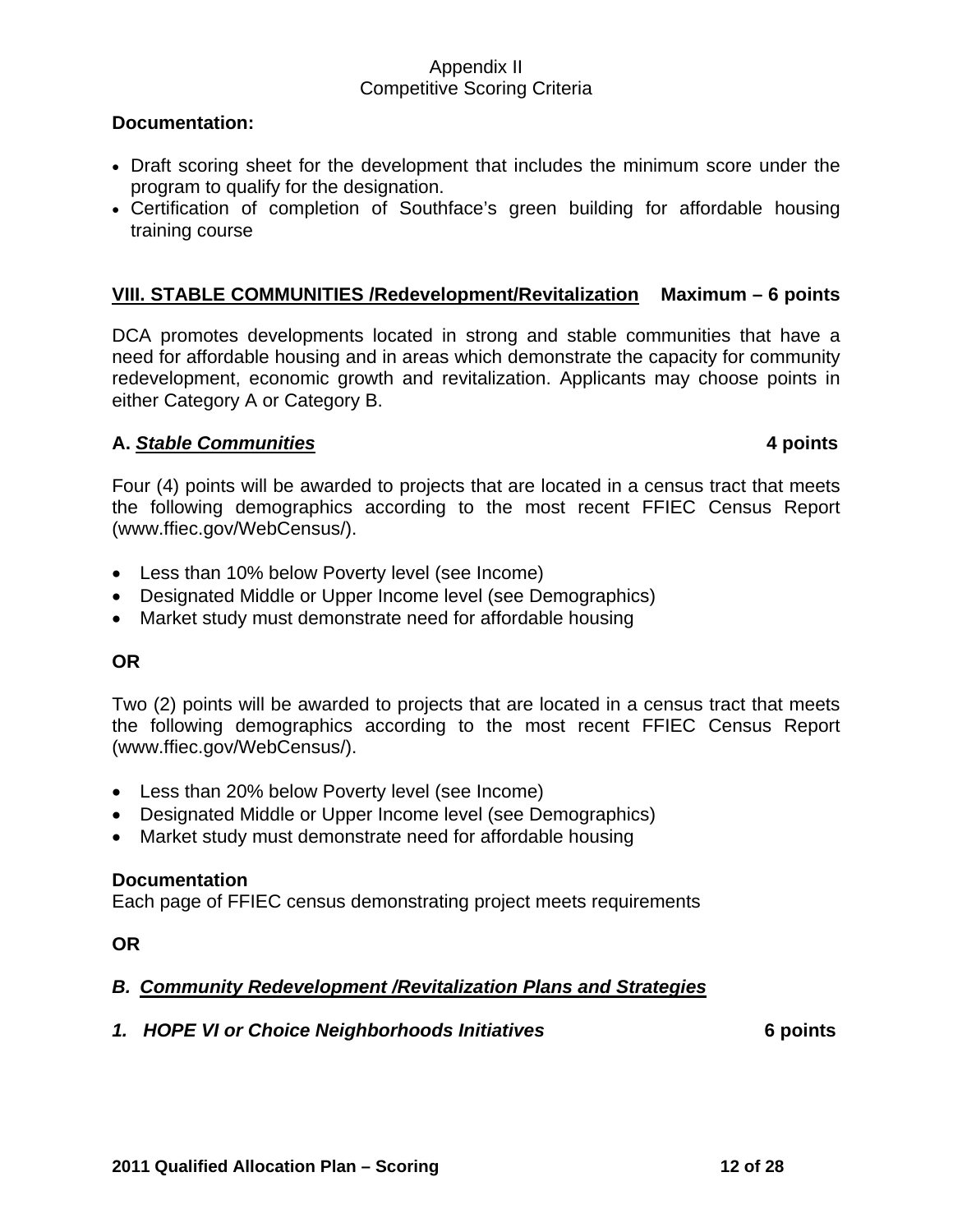**Documentation:**

- Draft scoring sheet for the development that includes the minimum score under the program to qualify for the designation.
- Certification of completion of Southface's green building for affordable housing training course

## VIII. STABLE COMMUNITIES /Redevelopment/Revitalization    Maximum – 6 points

DCA promotes developments located in strong and stable communities that have a need for affordable housing and in areas which demonstrate the capacity for community redevelopment, economic growth and revitalization. Applicants may choose points in either Category A or Category B.

### A. *Stable Communities*    4 points

Four (4) points will be awarded to projects that are located in a census tract that meets the following demographics according to the most recent FFIEC Census Report (www.ffiec.gov/WebCensus/).

- Less than 10% below Poverty level (see Income)
- Designated Middle or Upper Income level (see Demographics)
- Market study must demonstrate need for affordable housing

**OR**

Two (2) points will be awarded to projects that are located in a census tract that meets the following demographics according to the most recent FFIEC Census Report (www.ffiec.gov/WebCensus/).

- Less than 20% below Poverty level (see Income)
- Designated Middle or Upper Income level (see Demographics)
- Market study must demonstrate need for affordable housing

**Documentation**
Each page of FFIEC census demonstrating project meets requirements

**OR**

### B. *Community Redevelopment /Revitalization Plans and Strategies*

#### *1. HOPE VI or Choice Neighborhoods Initiatives*    6 points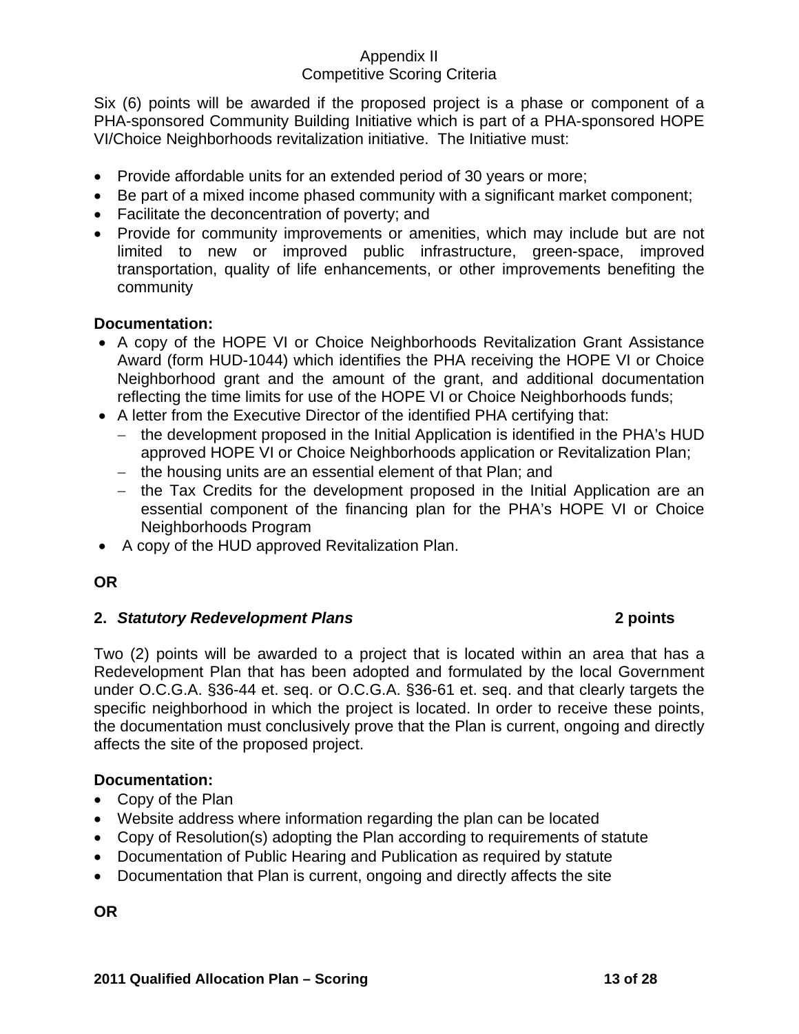Appendix II
Competitive Scoring Criteria

Six (6) points will be awarded if the proposed project is a phase or component of a PHA-sponsored Community Building Initiative which is part of a PHA-sponsored HOPE VI/Choice Neighborhoods revitalization initiative. The Initiative must:

- Provide affordable units for an extended period of 30 years or more;
- Be part of a mixed income phased community with a significant market component;
- Facilitate the deconcentration of poverty; and
- Provide for community improvements or amenities, which may include but are not limited to new or improved public infrastructure, green-space, improved transportation, quality of life enhancements, or other improvements benefiting the community

**Documentation:**

- A copy of the HOPE VI or Choice Neighborhoods Revitalization Grant Assistance Award (form HUD-1044) which identifies the PHA receiving the HOPE VI or Choice Neighborhood grant and the amount of the grant, and additional documentation reflecting the time limits for use of the HOPE VI or Choice Neighborhoods funds;
- A letter from the Executive Director of the identified PHA certifying that:
  - the development proposed in the Initial Application is identified in the PHA's HUD approved HOPE VI or Choice Neighborhoods application or Revitalization Plan;
  - the housing units are an essential element of that Plan; and
  - the Tax Credits for the development proposed in the Initial Application are an essential component of the financing plan for the PHA's HOPE VI or Choice Neighborhoods Program
- A copy of the HUD approved Revitalization Plan.

**OR**

**2.** ***Statutory Redevelopment Plans*** **2 points**

Two (2) points will be awarded to a project that is located within an area that has a Redevelopment Plan that has been adopted and formulated by the local Government under O.C.G.A. §36-44 et. seq. or O.C.G.A. §36-61 et. seq. and that clearly targets the specific neighborhood in which the project is located. In order to receive these points, the documentation must conclusively prove that the Plan is current, ongoing and directly affects the site of the proposed project.

**Documentation:**

- Copy of the Plan
- Website address where information regarding the plan can be located
- Copy of Resolution(s) adopting the Plan according to requirements of statute
- Documentation of Public Hearing and Publication as required by statute
- Documentation that Plan is current, ongoing and directly affects the site

**OR**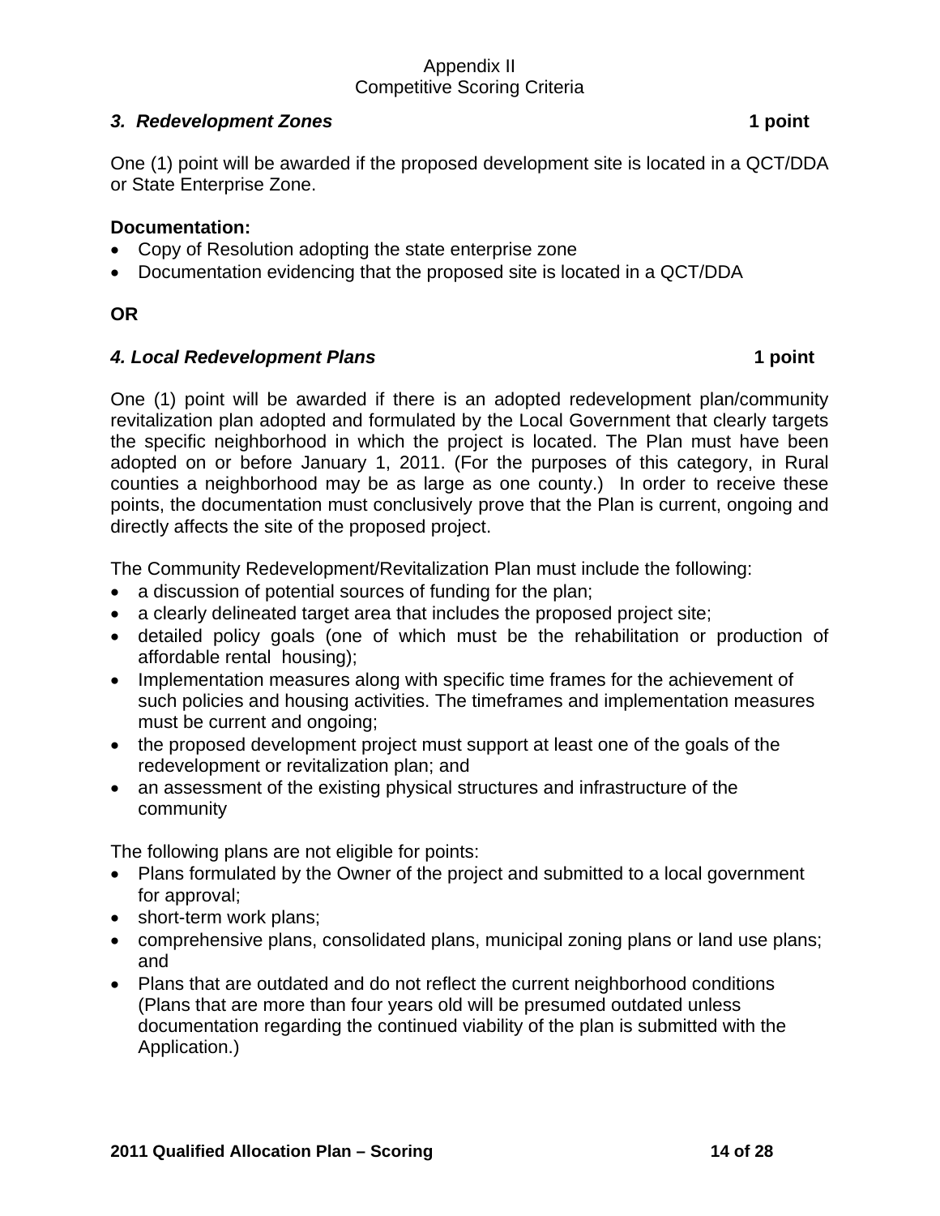Appendix II
Competitive Scoring Criteria

### *3. Redevelopment Zones* **1 point**

One (1) point will be awarded if the proposed development site is located in a QCT/DDA or State Enterprise Zone.

**Documentation:**

- Copy of Resolution adopting the state enterprise zone
- Documentation evidencing that the proposed site is located in a QCT/DDA

**OR**

### *4. Local Redevelopment Plans* **1 point**

One (1) point will be awarded if there is an adopted redevelopment plan/community revitalization plan adopted and formulated by the Local Government that clearly targets the specific neighborhood in which the project is located. The Plan must have been adopted on or before January 1, 2011. (For the purposes of this category, in Rural counties a neighborhood may be as large as one county.) In order to receive these points, the documentation must conclusively prove that the Plan is current, ongoing and directly affects the site of the proposed project.

The Community Redevelopment/Revitalization Plan must include the following:

- a discussion of potential sources of funding for the plan;
- a clearly delineated target area that includes the proposed project site;
- detailed policy goals (one of which must be the rehabilitation or production of affordable rental housing);
- Implementation measures along with specific time frames for the achievement of such policies and housing activities. The timeframes and implementation measures must be current and ongoing;
- the proposed development project must support at least one of the goals of the redevelopment or revitalization plan; and
- an assessment of the existing physical structures and infrastructure of the community

The following plans are not eligible for points:

- Plans formulated by the Owner of the project and submitted to a local government for approval;
- short-term work plans;
- comprehensive plans, consolidated plans, municipal zoning plans or land use plans; and
- Plans that are outdated and do not reflect the current neighborhood conditions (Plans that are more than four years old will be presumed outdated unless documentation regarding the continued viability of the plan is submitted with the Application.)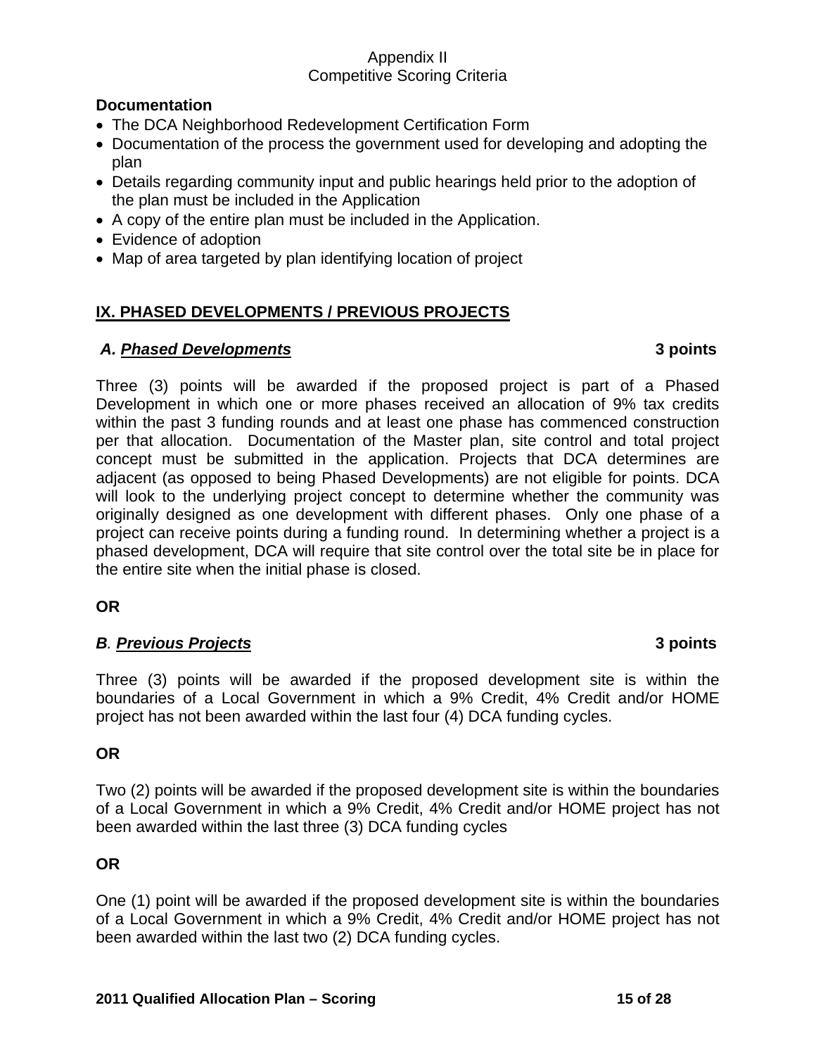**Documentation**

- The DCA Neighborhood Redevelopment Certification Form
- Documentation of the process the government used for developing and adopting the plan
- Details regarding community input and public hearings held prior to the adoption of the plan must be included in the Application
- A copy of the entire plan must be included in the Application.
- Evidence of adoption
- Map of area targeted by plan identifying location of project

## IX. PHASED DEVELOPMENTS / PREVIOUS PROJECTS

### *A. Phased Developments* **3 points**

Three (3) points will be awarded if the proposed project is part of a Phased Development in which one or more phases received an allocation of 9% tax credits within the past 3 funding rounds and at least one phase has commenced construction per that allocation. Documentation of the Master plan, site control and total project concept must be submitted in the application. Projects that DCA determines are adjacent (as opposed to being Phased Developments) are not eligible for points. DCA will look to the underlying project concept to determine whether the community was originally designed as one development with different phases. Only one phase of a project can receive points during a funding round. In determining whether a project is a phased development, DCA will require that site control over the total site be in place for the entire site when the initial phase is closed.

**OR**

### *B. Previous Projects* **3 points**

Three (3) points will be awarded if the proposed development site is within the boundaries of a Local Government in which a 9% Credit, 4% Credit and/or HOME project has not been awarded within the last four (4) DCA funding cycles.

**OR**

Two (2) points will be awarded if the proposed development site is within the boundaries of a Local Government in which a 9% Credit, 4% Credit and/or HOME project has not been awarded within the last three (3) DCA funding cycles

**OR**

One (1) point will be awarded if the proposed development site is within the boundaries of a Local Government in which a 9% Credit, 4% Credit and/or HOME project has not been awarded within the last two (2) DCA funding cycles.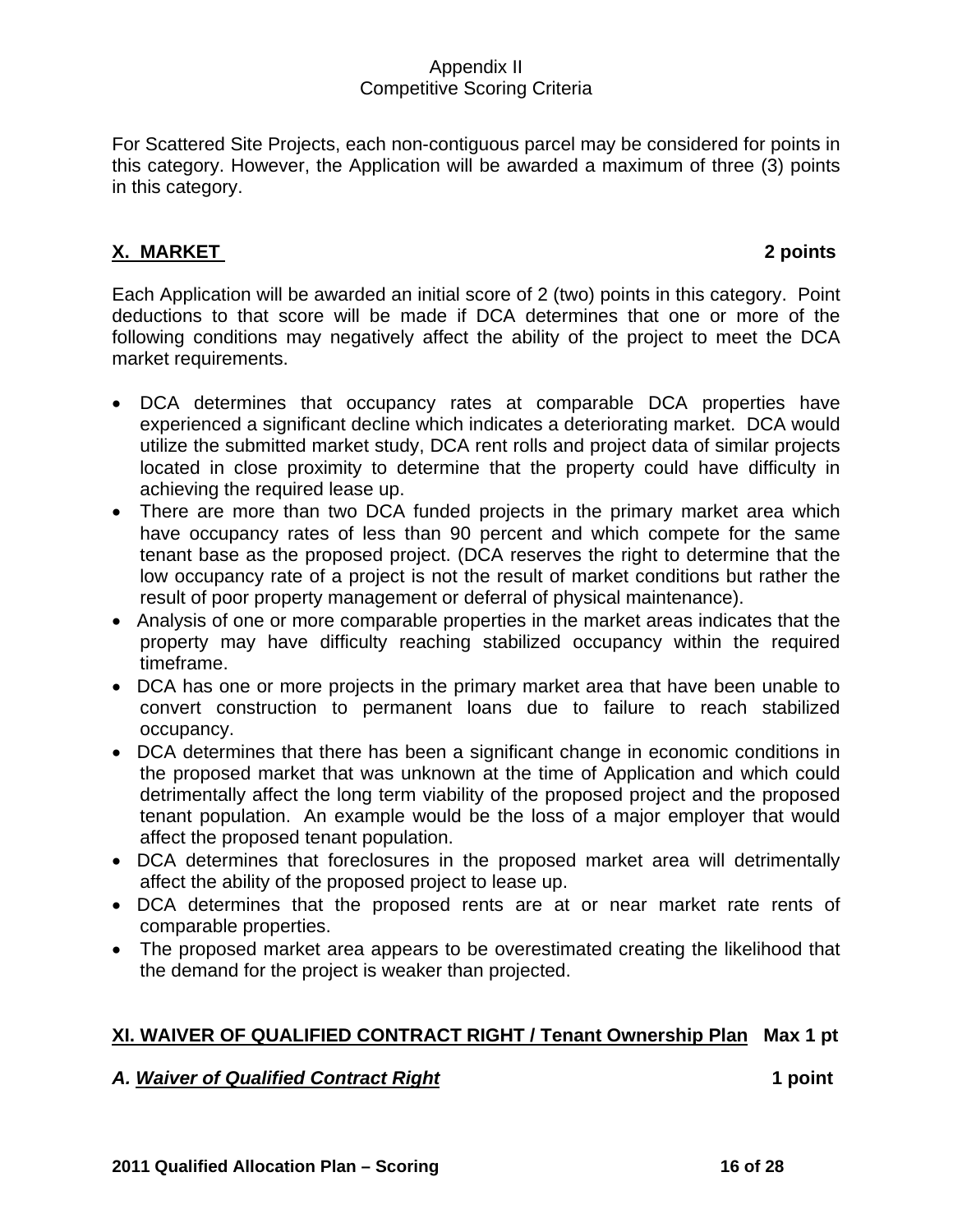For Scattered Site Projects, each non-contiguous parcel may be considered for points in this category. However, the Application will be awarded a maximum of three (3) points in this category.

## X. MARKET 2 points

Each Application will be awarded an initial score of 2 (two) points in this category. Point deductions to that score will be made if DCA determines that one or more of the following conditions may negatively affect the ability of the project to meet the DCA market requirements.

- DCA determines that occupancy rates at comparable DCA properties have experienced a significant decline which indicates a deteriorating market. DCA would utilize the submitted market study, DCA rent rolls and project data of similar projects located in close proximity to determine that the property could have difficulty in achieving the required lease up.
- There are more than two DCA funded projects in the primary market area which have occupancy rates of less than 90 percent and which compete for the same tenant base as the proposed project. (DCA reserves the right to determine that the low occupancy rate of a project is not the result of market conditions but rather the result of poor property management or deferral of physical maintenance).
- Analysis of one or more comparable properties in the market areas indicates that the property may have difficulty reaching stabilized occupancy within the required timeframe.
- DCA has one or more projects in the primary market area that have been unable to convert construction to permanent loans due to failure to reach stabilized occupancy.
- DCA determines that there has been a significant change in economic conditions in the proposed market that was unknown at the time of Application and which could detrimentally affect the long term viability of the proposed project and the proposed tenant population. An example would be the loss of a major employer that would affect the proposed tenant population.
- DCA determines that foreclosures in the proposed market area will detrimentally affect the ability of the proposed project to lease up.
- DCA determines that the proposed rents are at or near market rate rents of comparable properties.
- The proposed market area appears to be overestimated creating the likelihood that the demand for the project is weaker than projected.

## XI. WAIVER OF QUALIFIED CONTRACT RIGHT / Tenant Ownership Plan Max 1 pt

### *A. Waiver of Qualified Contract Right* 1 point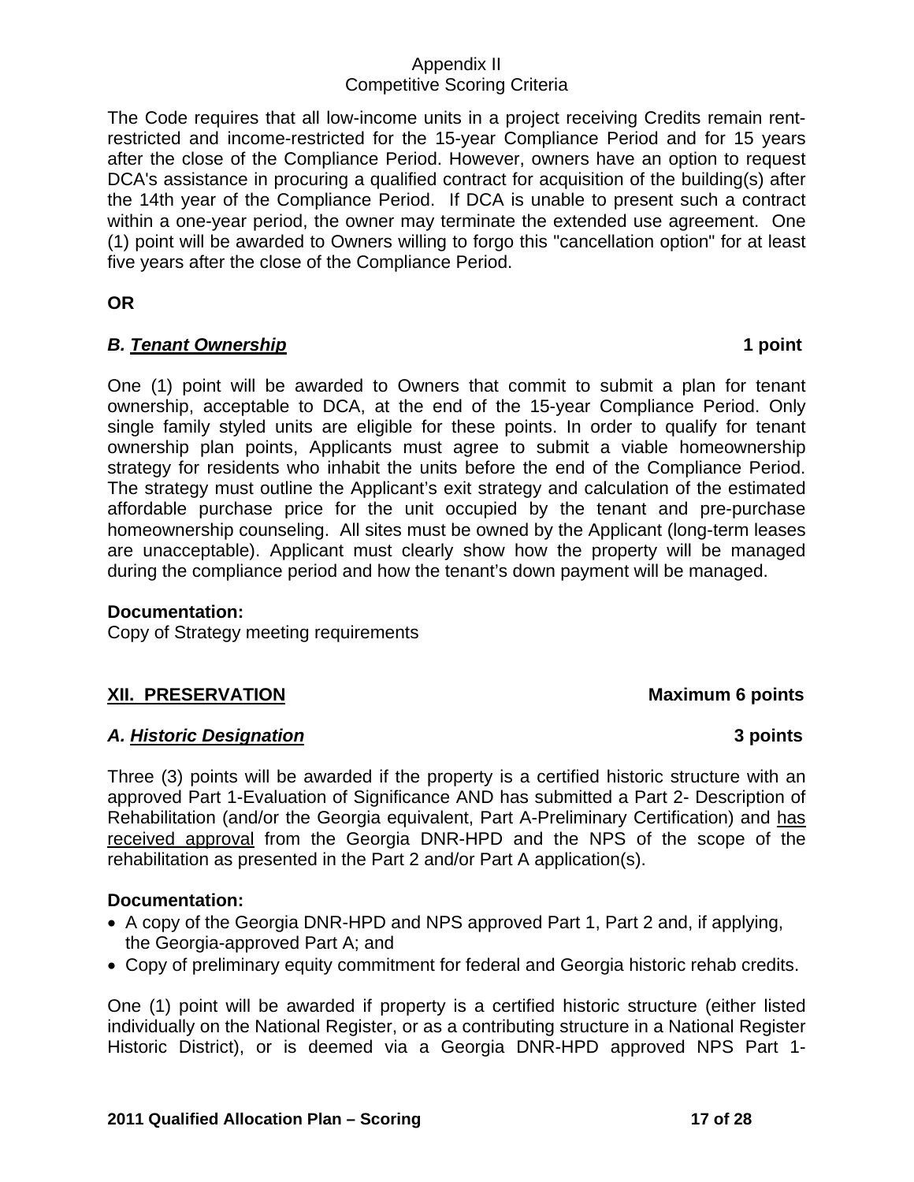The Code requires that all low-income units in a project receiving Credits remain rent-restricted and income-restricted for the 15-year Compliance Period and for 15 years after the close of the Compliance Period. However, owners have an option to request DCA's assistance in procuring a qualified contract for acquisition of the building(s) after the 14th year of the Compliance Period. If DCA is unable to present such a contract within a one-year period, the owner may terminate the extended use agreement. One (1) point will be awarded to Owners willing to forgo this "cancellation option" for at least five years after the close of the Compliance Period.

**OR**

***B. <u>Tenant Ownership</u>*** **1 point**

One (1) point will be awarded to Owners that commit to submit a plan for tenant ownership, acceptable to DCA, at the end of the 15-year Compliance Period. Only single family styled units are eligible for these points. In order to qualify for tenant ownership plan points, Applicants must agree to submit a viable homeownership strategy for residents who inhabit the units before the end of the Compliance Period. The strategy must outline the Applicant's exit strategy and calculation of the estimated affordable purchase price for the unit occupied by the tenant and pre-purchase homeownership counseling. All sites must be owned by the Applicant (long-term leases are unacceptable). Applicant must clearly show how the property will be managed during the compliance period and how the tenant's down payment will be managed.

**Documentation:**
Copy of Strategy meeting requirements

## <u>XII. PRESERVATION</u> — Maximum 6 points

***A. <u>Historic Designation</u>*** **3 points**

Three (3) points will be awarded if the property is a certified historic structure with an approved Part 1-Evaluation of Significance AND has submitted a Part 2- Description of Rehabilitation (and/or the Georgia equivalent, Part A-Preliminary Certification) and <u>has received approval</u> from the Georgia DNR-HPD and the NPS of the scope of the rehabilitation as presented in the Part 2 and/or Part A application(s).

**Documentation:**

- A copy of the Georgia DNR-HPD and NPS approved Part 1, Part 2 and, if applying, the Georgia-approved Part A; and
- Copy of preliminary equity commitment for federal and Georgia historic rehab credits.

One (1) point will be awarded if property is a certified historic structure (either listed individually on the National Register, or as a contributing structure in a National Register Historic District), or is deemed via a Georgia DNR-HPD approved NPS Part 1-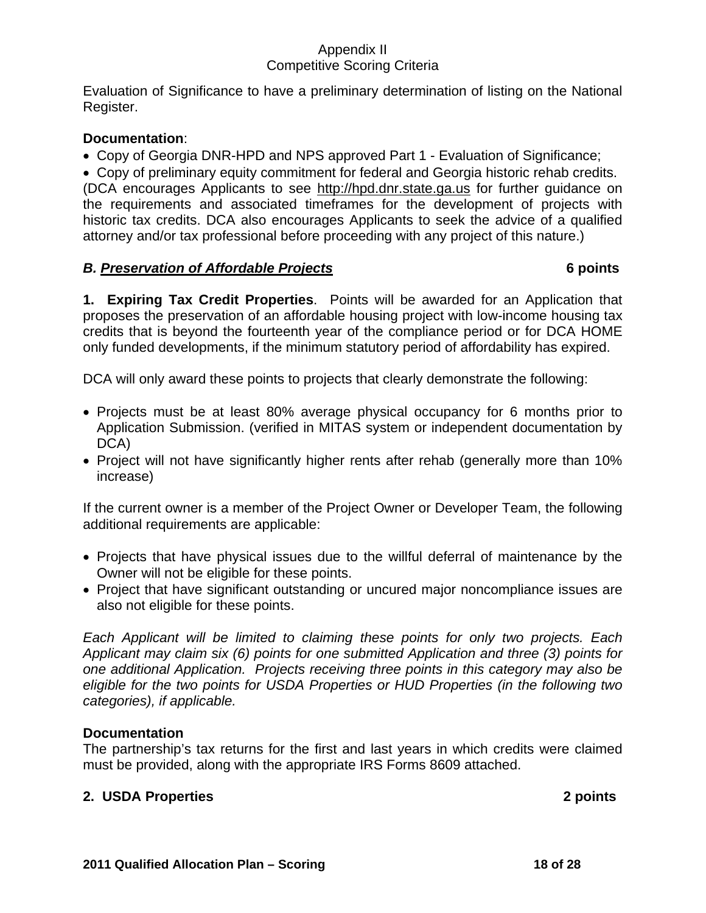Evaluation of Significance to have a preliminary determination of listing on the National Register.

**Documentation**:

- Copy of Georgia DNR-HPD and NPS approved Part 1 - Evaluation of Significance;
- Copy of preliminary equity commitment for federal and Georgia historic rehab credits.

(DCA encourages Applicants to see http://hpd.dnr.state.ga.us for further guidance on the requirements and associated timeframes for the development of projects with historic tax credits. DCA also encourages Applicants to seek the advice of a qualified attorney and/or tax professional before proceeding with any project of this nature.)

### ***B. Preservation of Affordable Projects*** **6 points**

**1. Expiring Tax Credit Properties**. Points will be awarded for an Application that proposes the preservation of an affordable housing project with low-income housing tax credits that is beyond the fourteenth year of the compliance period or for DCA HOME only funded developments, if the minimum statutory period of affordability has expired.

DCA will only award these points to projects that clearly demonstrate the following:

- Projects must be at least 80% average physical occupancy for 6 months prior to Application Submission. (verified in MITAS system or independent documentation by DCA)
- Project will not have significantly higher rents after rehab (generally more than 10% increase)

If the current owner is a member of the Project Owner or Developer Team, the following additional requirements are applicable:

- Projects that have physical issues due to the willful deferral of maintenance by the Owner will not be eligible for these points.
- Project that have significant outstanding or uncured major noncompliance issues are also not eligible for these points.

*Each Applicant will be limited to claiming these points for only two projects. Each Applicant may claim six (6) points for one submitted Application and three (3) points for one additional Application. Projects receiving three points in this category may also be eligible for the two points for USDA Properties or HUD Properties (in the following two categories), if applicable.*

**Documentation**

The partnership's tax returns for the first and last years in which credits were claimed must be provided, along with the appropriate IRS Forms 8609 attached.

**2. USDA Properties** **2 points**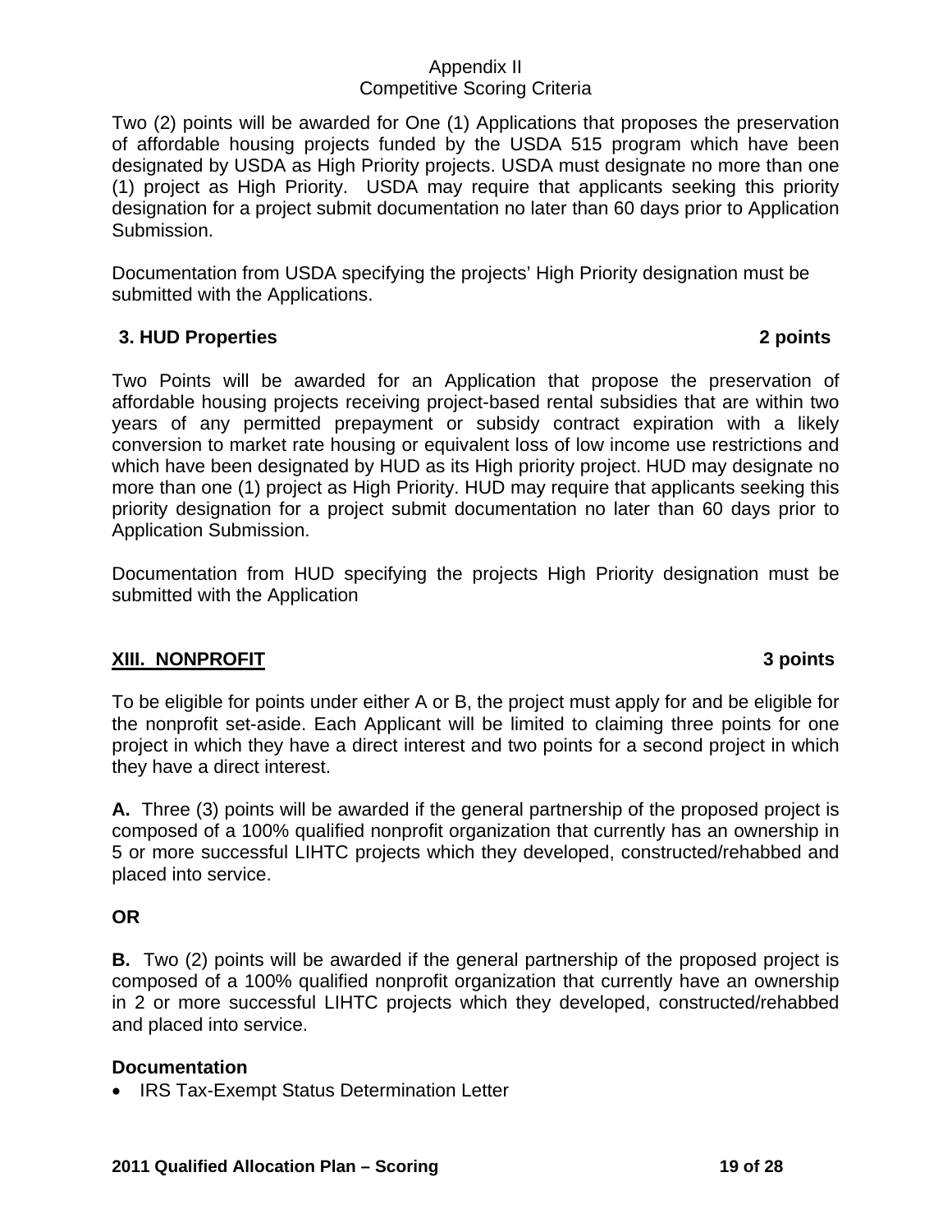Two (2) points will be awarded for One (1) Applications that proposes the preservation of affordable housing projects funded by the USDA 515 program which have been designated by USDA as High Priority projects. USDA must designate no more than one (1) project as High Priority. USDA may require that applicants seeking this priority designation for a project submit documentation no later than 60 days prior to Application Submission.

Documentation from USDA specifying the projects' High Priority designation must be submitted with the Applications.

**3. HUD Properties** **2 points**

Two Points will be awarded for an Application that propose the preservation of affordable housing projects receiving project-based rental subsidies that are within two years of any permitted prepayment or subsidy contract expiration with a likely conversion to market rate housing or equivalent loss of low income use restrictions and which have been designated by HUD as its High priority project. HUD may designate no more than one (1) project as High Priority. HUD may require that applicants seeking this priority designation for a project submit documentation no later than 60 days prior to Application Submission.

Documentation from HUD specifying the projects High Priority designation must be submitted with the Application

## XIII. NONPROFIT **3 points**

To be eligible for points under either A or B, the project must apply for and be eligible for the nonprofit set-aside. Each Applicant will be limited to claiming three points for one project in which they have a direct interest and two points for a second project in which they have a direct interest.

**A.** Three (3) points will be awarded if the general partnership of the proposed project is composed of a 100% qualified nonprofit organization that currently has an ownership in 5 or more successful LIHTC projects which they developed, constructed/rehabbed and placed into service.

**OR**

**B.** Two (2) points will be awarded if the general partnership of the proposed project is composed of a 100% qualified nonprofit organization that currently have an ownership in 2 or more successful LIHTC projects which they developed, constructed/rehabbed and placed into service.

**Documentation**

- IRS Tax-Exempt Status Determination Letter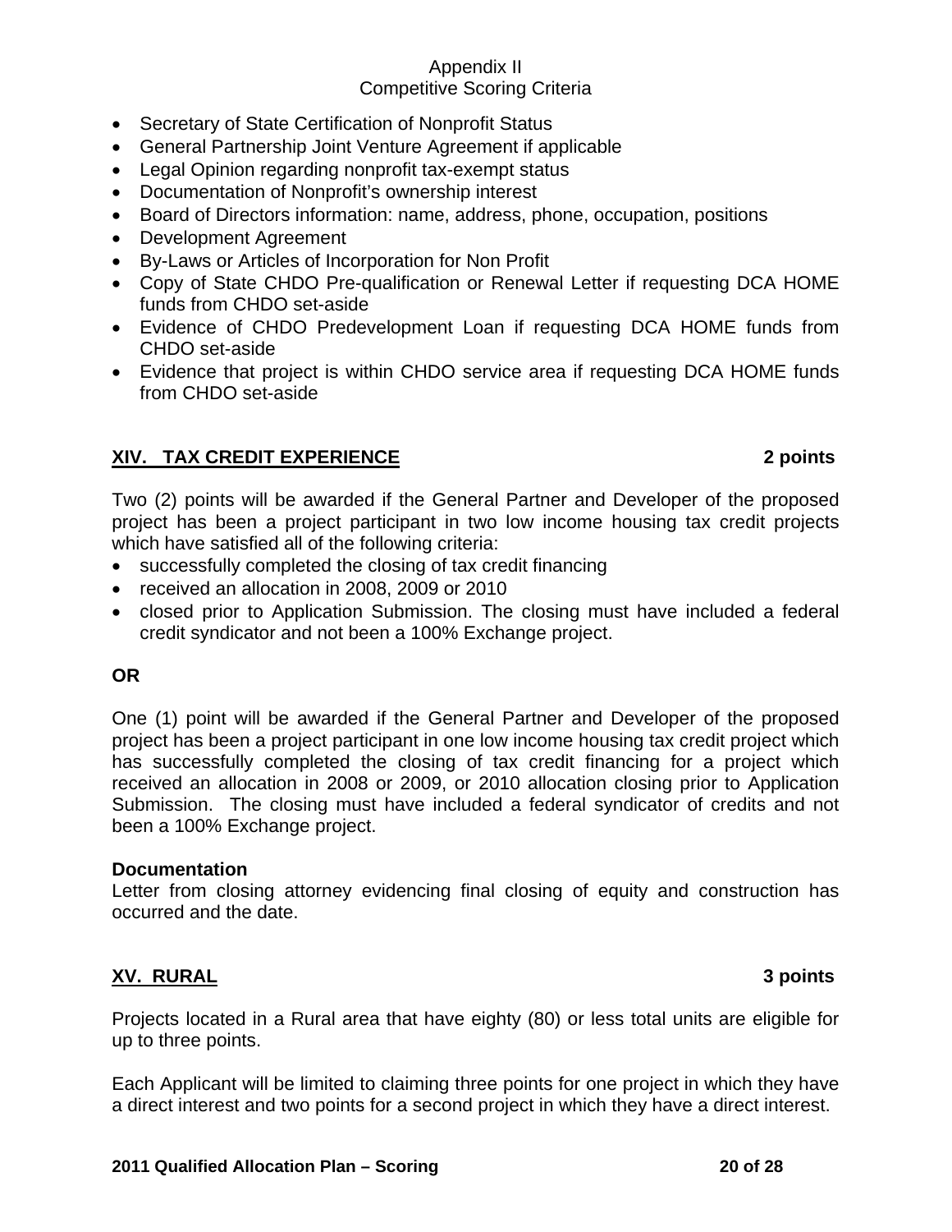- Secretary of State Certification of Nonprofit Status
- General Partnership Joint Venture Agreement if applicable
- Legal Opinion regarding nonprofit tax-exempt status
- Documentation of Nonprofit's ownership interest
- Board of Directors information: name, address, phone, occupation, positions
- Development Agreement
- By-Laws or Articles of Incorporation for Non Profit
- Copy of State CHDO Pre-qualification or Renewal Letter if requesting DCA HOME funds from CHDO set-aside
- Evidence of CHDO Predevelopment Loan if requesting DCA HOME funds from CHDO set-aside
- Evidence that project is within CHDO service area if requesting DCA HOME funds from CHDO set-aside

## XIV. TAX CREDIT EXPERIENCE — 2 points

Two (2) points will be awarded if the General Partner and Developer of the proposed project has been a project participant in two low income housing tax credit projects which have satisfied all of the following criteria:

- successfully completed the closing of tax credit financing
- received an allocation in 2008, 2009 or 2010
- closed prior to Application Submission. The closing must have included a federal credit syndicator and not been a 100% Exchange project.

**OR**

One (1) point will be awarded if the General Partner and Developer of the proposed project has been a project participant in one low income housing tax credit project which has successfully completed the closing of tax credit financing for a project which received an allocation in 2008 or 2009, or 2010 allocation closing prior to Application Submission. The closing must have included a federal syndicator of credits and not been a 100% Exchange project.

**Documentation**

Letter from closing attorney evidencing final closing of equity and construction has occurred and the date.

## XV. RURAL — 3 points

Projects located in a Rural area that have eighty (80) or less total units are eligible for up to three points.

Each Applicant will be limited to claiming three points for one project in which they have a direct interest and two points for a second project in which they have a direct interest.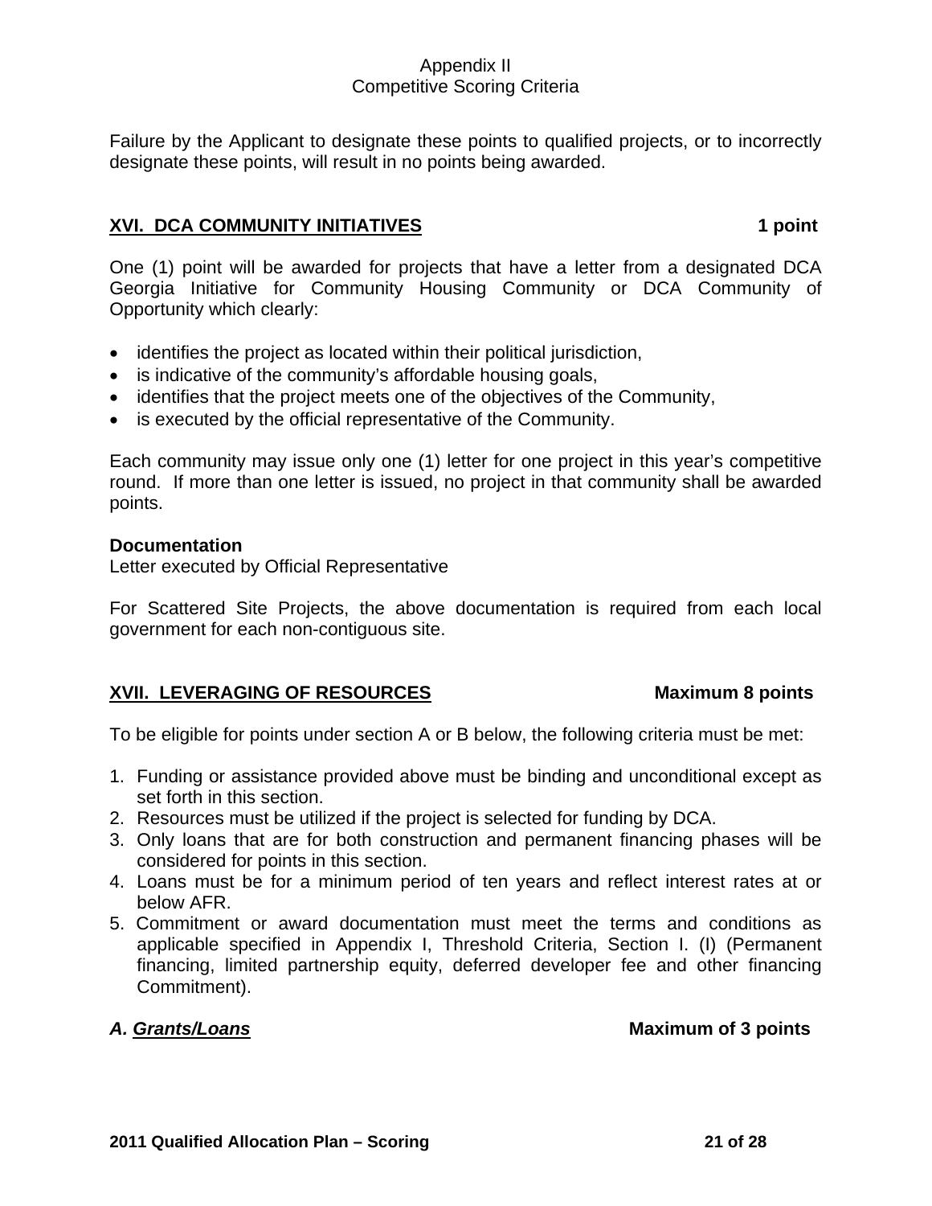Failure by the Applicant to designate these points to qualified projects, or to incorrectly designate these points, will result in no points being awarded.

## XVI. DCA COMMUNITY INITIATIVES — 1 point

One (1) point will be awarded for projects that have a letter from a designated DCA Georgia Initiative for Community Housing Community or DCA Community of Opportunity which clearly:

- identifies the project as located within their political jurisdiction,
- is indicative of the community's affordable housing goals,
- identifies that the project meets one of the objectives of the Community,
- is executed by the official representative of the Community.

Each community may issue only one (1) letter for one project in this year's competitive round. If more than one letter is issued, no project in that community shall be awarded points.

**Documentation**
Letter executed by Official Representative

For Scattered Site Projects, the above documentation is required from each local government for each non-contiguous site.

## XVII. LEVERAGING OF RESOURCES — Maximum 8 points

To be eligible for points under section A or B below, the following criteria must be met:

1. Funding or assistance provided above must be binding and unconditional except as set forth in this section.
2. Resources must be utilized if the project is selected for funding by DCA.
3. Only loans that are for both construction and permanent financing phases will be considered for points in this section.
4. Loans must be for a minimum period of ten years and reflect interest rates at or below AFR.
5. Commitment or award documentation must meet the terms and conditions as applicable specified in Appendix I, Threshold Criteria, Section I. (I) (Permanent financing, limited partnership equity, deferred developer fee and other financing Commitment).

### *A. Grants/Loans* — Maximum of 3 points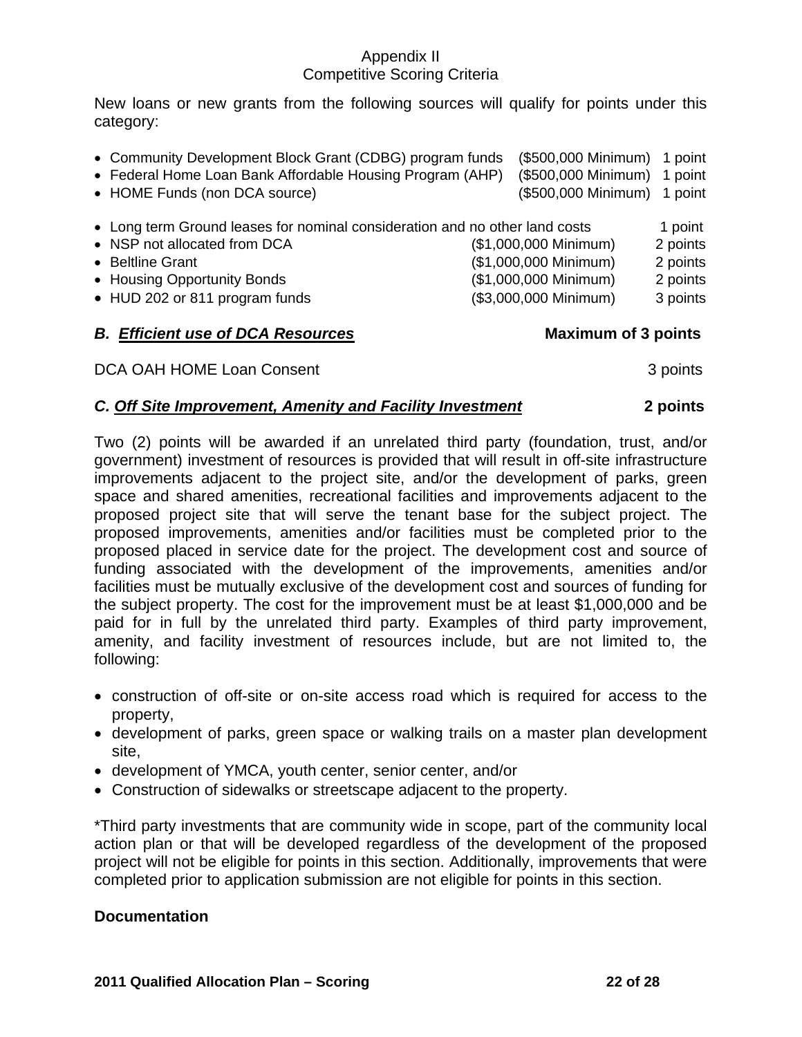Appendix II
Competitive Scoring Criteria

New loans or new grants from the following sources will qualify for points under this category:

- Community Development Block Grant (CDBG) program funds (\$500,000 Minimum) 1 point
- Federal Home Loan Bank Affordable Housing Program (AHP) (\$500,000 Minimum) 1 point
- HOME Funds (non DCA source) (\$500,000 Minimum) 1 point

- Long term Ground leases for nominal consideration and no other land costs 1 point
- NSP not allocated from DCA (\$1,000,000 Minimum) 2 points
- Beltline Grant (\$1,000,000 Minimum) 2 points
- Housing Opportunity Bonds (\$1,000,000 Minimum) 2 points
- HUD 202 or 811 program funds (\$3,000,000 Minimum) 3 points

### *B. Efficient use of DCA Resources* **Maximum of 3 points**

DCA OAH HOME Loan Consent 3 points

### *C. Off Site Improvement, Amenity and Facility Investment* **2 points**

Two (2) points will be awarded if an unrelated third party (foundation, trust, and/or government) investment of resources is provided that will result in off-site infrastructure improvements adjacent to the project site, and/or the development of parks, green space and shared amenities, recreational facilities and improvements adjacent to the proposed project site that will serve the tenant base for the subject project. The proposed improvements, amenities and/or facilities must be completed prior to the proposed placed in service date for the project. The development cost and source of funding associated with the development of the improvements, amenities and/or facilities must be mutually exclusive of the development cost and sources of funding for the subject property. The cost for the improvement must be at least \$1,000,000 and be paid for in full by the unrelated third party. Examples of third party improvement, amenity, and facility investment of resources include, but are not limited to, the following:

- construction of off-site or on-site access road which is required for access to the property,
- development of parks, green space or walking trails on a master plan development site,
- development of YMCA, youth center, senior center, and/or
- Construction of sidewalks or streetscape adjacent to the property.

*Third party investments that are community wide in scope, part of the community local action plan or that will be developed regardless of the development of the proposed project will not be eligible for points in this section. Additionally, improvements that were completed prior to application submission are not eligible for points in this section.

**Documentation**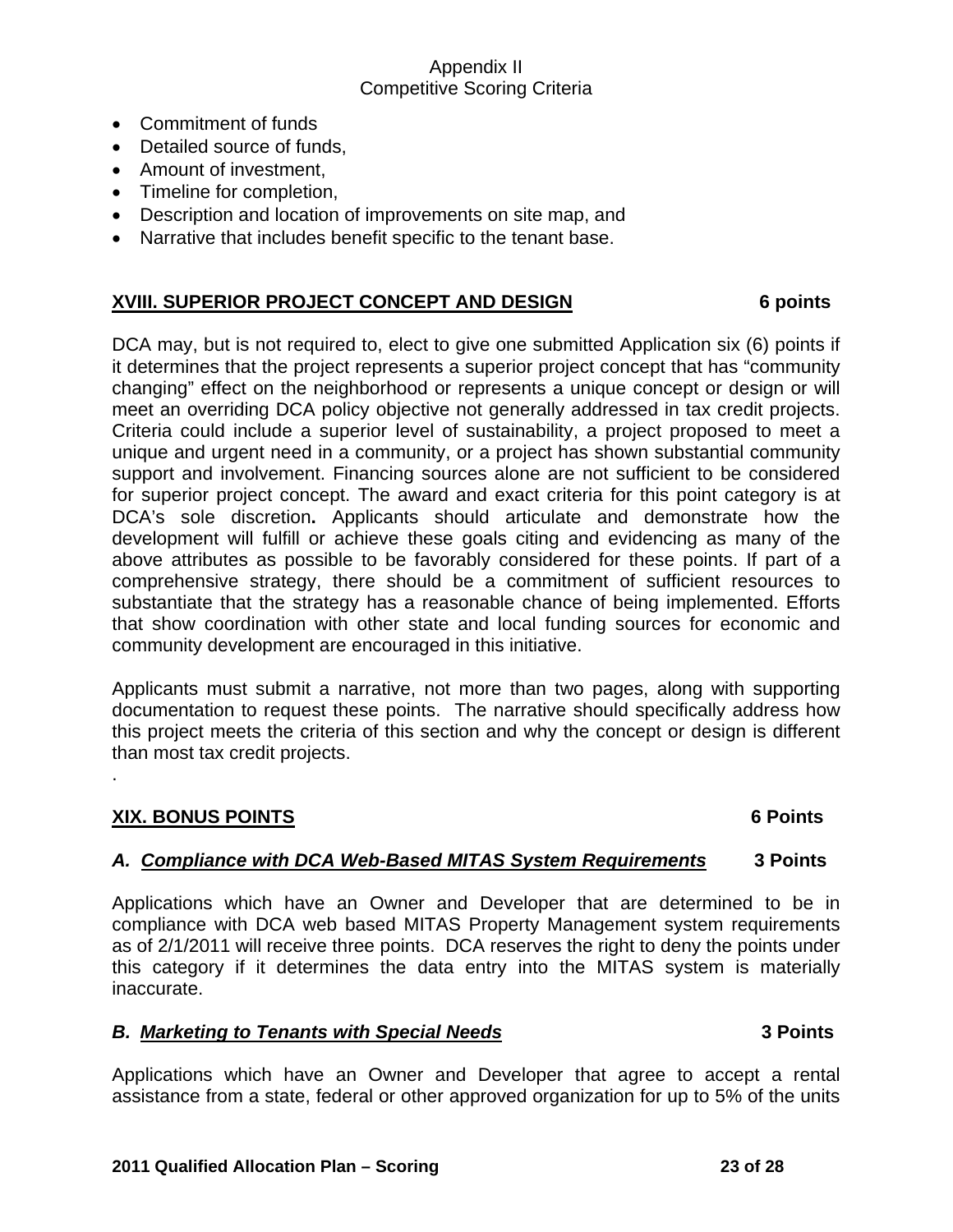- Commitment of funds
- Detailed source of funds,
- Amount of investment,
- Timeline for completion,
- Description and location of improvements on site map, and
- Narrative that includes benefit specific to the tenant base.

## XVIII. SUPERIOR PROJECT CONCEPT AND DESIGN 6 points

DCA may, but is not required to, elect to give one submitted Application six (6) points if it determines that the project represents a superior project concept that has "community changing" effect on the neighborhood or represents a unique concept or design or will meet an overriding DCA policy objective not generally addressed in tax credit projects. Criteria could include a superior level of sustainability, a project proposed to meet a unique and urgent need in a community, or a project has shown substantial community support and involvement. Financing sources alone are not sufficient to be considered for superior project concept. The award and exact criteria for this point category is at DCA's sole discretion**.** Applicants should articulate and demonstrate how the development will fulfill or achieve these goals citing and evidencing as many of the above attributes as possible to be favorably considered for these points. If part of a comprehensive strategy, there should be a commitment of sufficient resources to substantiate that the strategy has a reasonable chance of being implemented. Efforts that show coordination with other state and local funding sources for economic and community development are encouraged in this initiative.

Applicants must submit a narrative, not more than two pages, along with supporting documentation to request these points. The narrative should specifically address how this project meets the criteria of this section and why the concept or design is different than most tax credit projects.

.

## XIX. BONUS POINTS 6 Points

### *A. Compliance with DCA Web-Based MITAS System Requirements* 3 Points

Applications which have an Owner and Developer that are determined to be in compliance with DCA web based MITAS Property Management system requirements as of 2/1/2011 will receive three points. DCA reserves the right to deny the points under this category if it determines the data entry into the MITAS system is materially inaccurate.

### *B. Marketing to Tenants with Special Needs* 3 Points

Applications which have an Owner and Developer that agree to accept a rental assistance from a state, federal or other approved organization for up to 5% of the units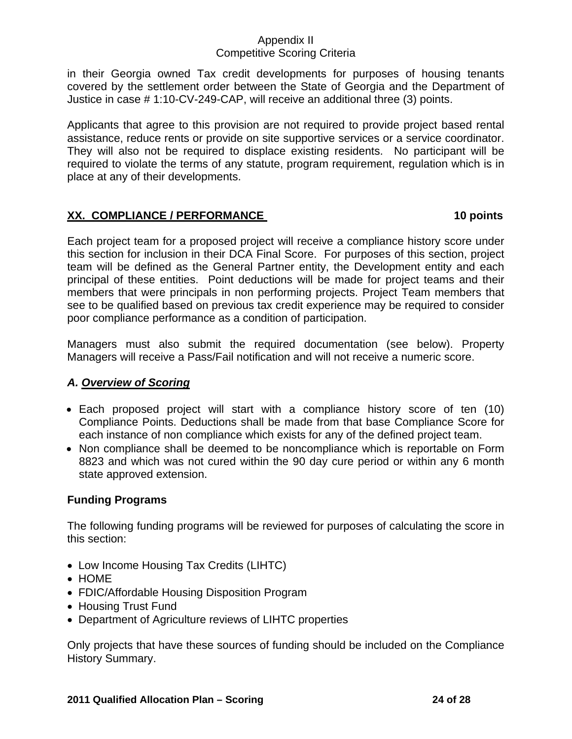in their Georgia owned Tax credit developments for purposes of housing tenants covered by the settlement order between the State of Georgia and the Department of Justice in case # 1:10-CV-249-CAP, will receive an additional three (3) points.

Applicants that agree to this provision are not required to provide project based rental assistance, reduce rents or provide on site supportive services or a service coordinator. They will also not be required to displace existing residents. No participant will be required to violate the terms of any statute, program requirement, regulation which is in place at any of their developments.

## **XX. COMPLIANCE / PERFORMANCE** 10 points

Each project team for a proposed project will receive a compliance history score under this section for inclusion in their DCA Final Score. For purposes of this section, project team will be defined as the General Partner entity, the Development entity and each principal of these entities. Point deductions will be made for project teams and their members that were principals in non performing projects. Project Team members that see to be qualified based on previous tax credit experience may be required to consider poor compliance performance as a condition of participation.

Managers must also submit the required documentation (see below). Property Managers will receive a Pass/Fail notification and will not receive a numeric score.

### *A. Overview of Scoring*

- Each proposed project will start with a compliance history score of ten (10) Compliance Points. Deductions shall be made from that base Compliance Score for each instance of non compliance which exists for any of the defined project team.
- Non compliance shall be deemed to be noncompliance which is reportable on Form 8823 and which was not cured within the 90 day cure period or within any 6 month state approved extension.

**Funding Programs**

The following funding programs will be reviewed for purposes of calculating the score in this section:

- Low Income Housing Tax Credits (LIHTC)
- HOME
- FDIC/Affordable Housing Disposition Program
- Housing Trust Fund
- Department of Agriculture reviews of LIHTC properties

Only projects that have these sources of funding should be included on the Compliance History Summary.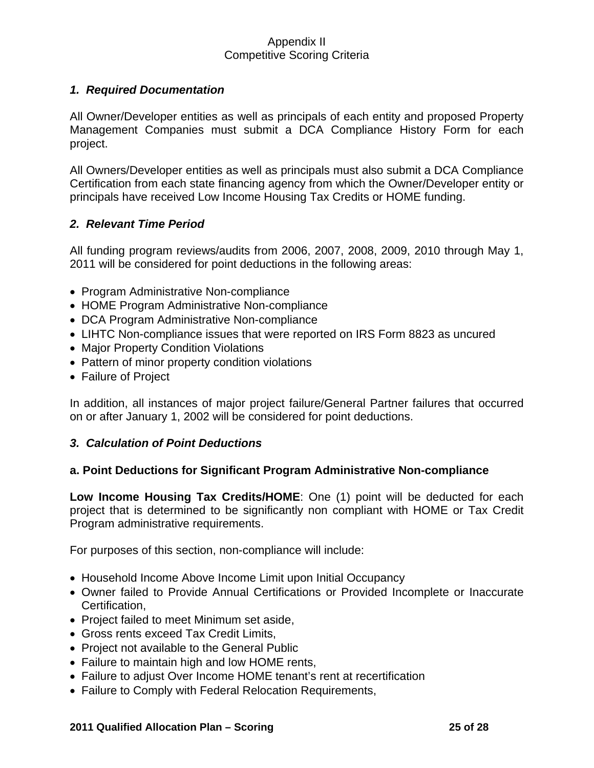Appendix II
Competitive Scoring Criteria

### *1. Required Documentation*

All Owner/Developer entities as well as principals of each entity and proposed Property Management Companies must submit a DCA Compliance History Form for each project.

All Owners/Developer entities as well as principals must also submit a DCA Compliance Certification from each state financing agency from which the Owner/Developer entity or principals have received Low Income Housing Tax Credits or HOME funding.

### *2. Relevant Time Period*

All funding program reviews/audits from 2006, 2007, 2008, 2009, 2010 through May 1, 2011 will be considered for point deductions in the following areas:

- Program Administrative Non-compliance
- HOME Program Administrative Non-compliance
- DCA Program Administrative Non-compliance
- LIHTC Non-compliance issues that were reported on IRS Form 8823 as uncured
- Major Property Condition Violations
- Pattern of minor property condition violations
- Failure of Project

In addition, all instances of major project failure/General Partner failures that occurred on or after January 1, 2002 will be considered for point deductions.

### *3. Calculation of Point Deductions*

#### a. Point Deductions for Significant Program Administrative Non-compliance

**Low Income Housing Tax Credits/HOME**: One (1) point will be deducted for each project that is determined to be significantly non compliant with HOME or Tax Credit Program administrative requirements.

For purposes of this section, non-compliance will include:

- Household Income Above Income Limit upon Initial Occupancy
- Owner failed to Provide Annual Certifications or Provided Incomplete or Inaccurate Certification,
- Project failed to meet Minimum set aside,
- Gross rents exceed Tax Credit Limits,
- Project not available to the General Public
- Failure to maintain high and low HOME rents,
- Failure to adjust Over Income HOME tenant's rent at recertification
- Failure to Comply with Federal Relocation Requirements,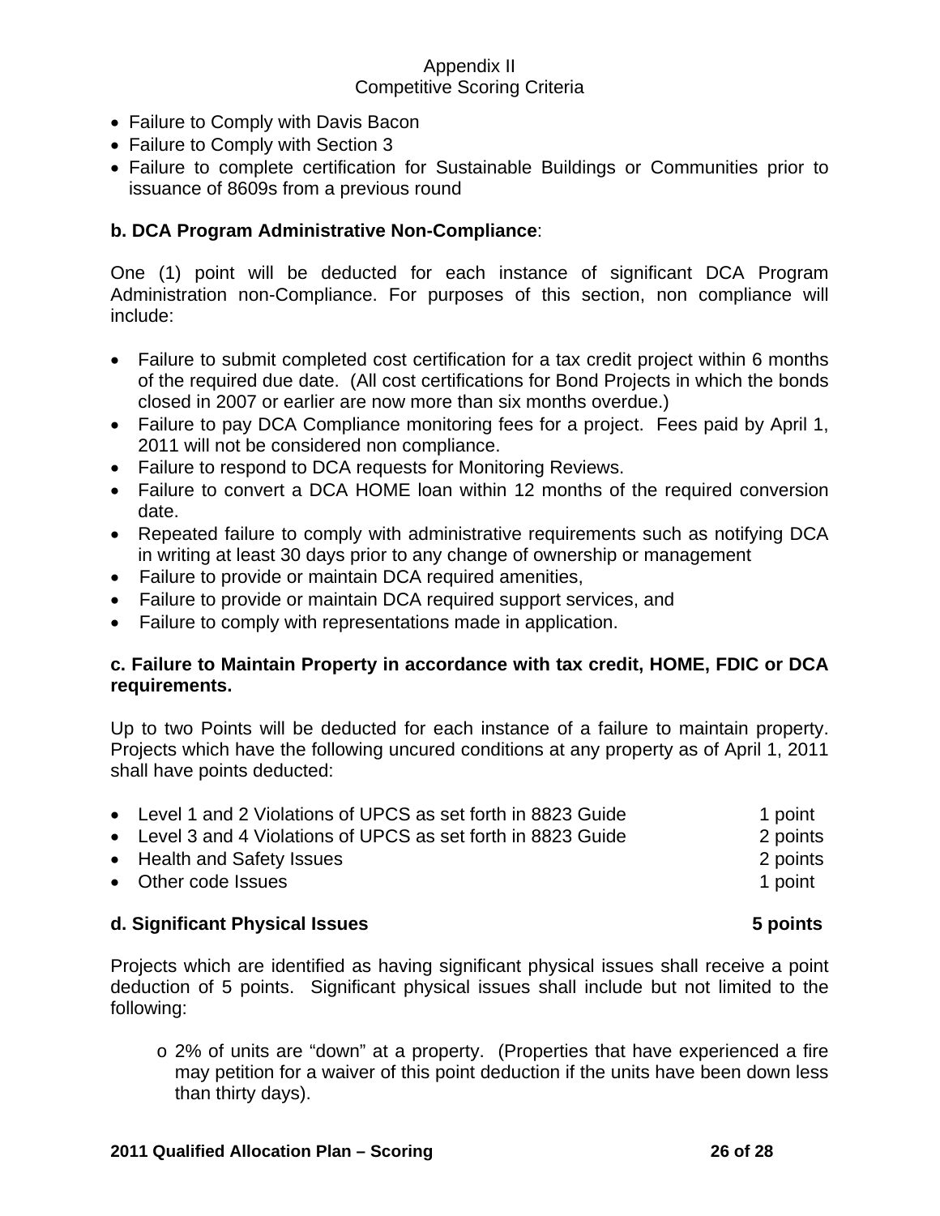- Failure to Comply with Davis Bacon
- Failure to Comply with Section 3
- Failure to complete certification for Sustainable Buildings or Communities prior to issuance of 8609s from a previous round

**b. DCA Program Administrative Non-Compliance**:

One (1) point will be deducted for each instance of significant DCA Program Administration non-Compliance. For purposes of this section, non compliance will include:

- Failure to submit completed cost certification for a tax credit project within 6 months of the required due date. (All cost certifications for Bond Projects in which the bonds closed in 2007 or earlier are now more than six months overdue.)
- Failure to pay DCA Compliance monitoring fees for a project. Fees paid by April 1, 2011 will not be considered non compliance.
- Failure to respond to DCA requests for Monitoring Reviews.
- Failure to convert a DCA HOME loan within 12 months of the required conversion date.
- Repeated failure to comply with administrative requirements such as notifying DCA in writing at least 30 days prior to any change of ownership or management
- Failure to provide or maintain DCA required amenities,
- Failure to provide or maintain DCA required support services, and
- Failure to comply with representations made in application.

**c. Failure to Maintain Property in accordance with tax credit, HOME, FDIC or DCA requirements.**

Up to two Points will be deducted for each instance of a failure to maintain property. Projects which have the following uncured conditions at any property as of April 1, 2011 shall have points deducted:

- Level 1 and 2 Violations of UPCS as set forth in 8823 Guide — 1 point
- Level 3 and 4 Violations of UPCS as set forth in 8823 Guide — 2 points
- Health and Safety Issues — 2 points
- Other code Issues — 1 point

**d. Significant Physical Issues — 5 points**

Projects which are identified as having significant physical issues shall receive a point deduction of 5 points. Significant physical issues shall include but not limited to the following:

- o 2% of units are "down" at a property. (Properties that have experienced a fire may petition for a waiver of this point deduction if the units have been down less than thirty days).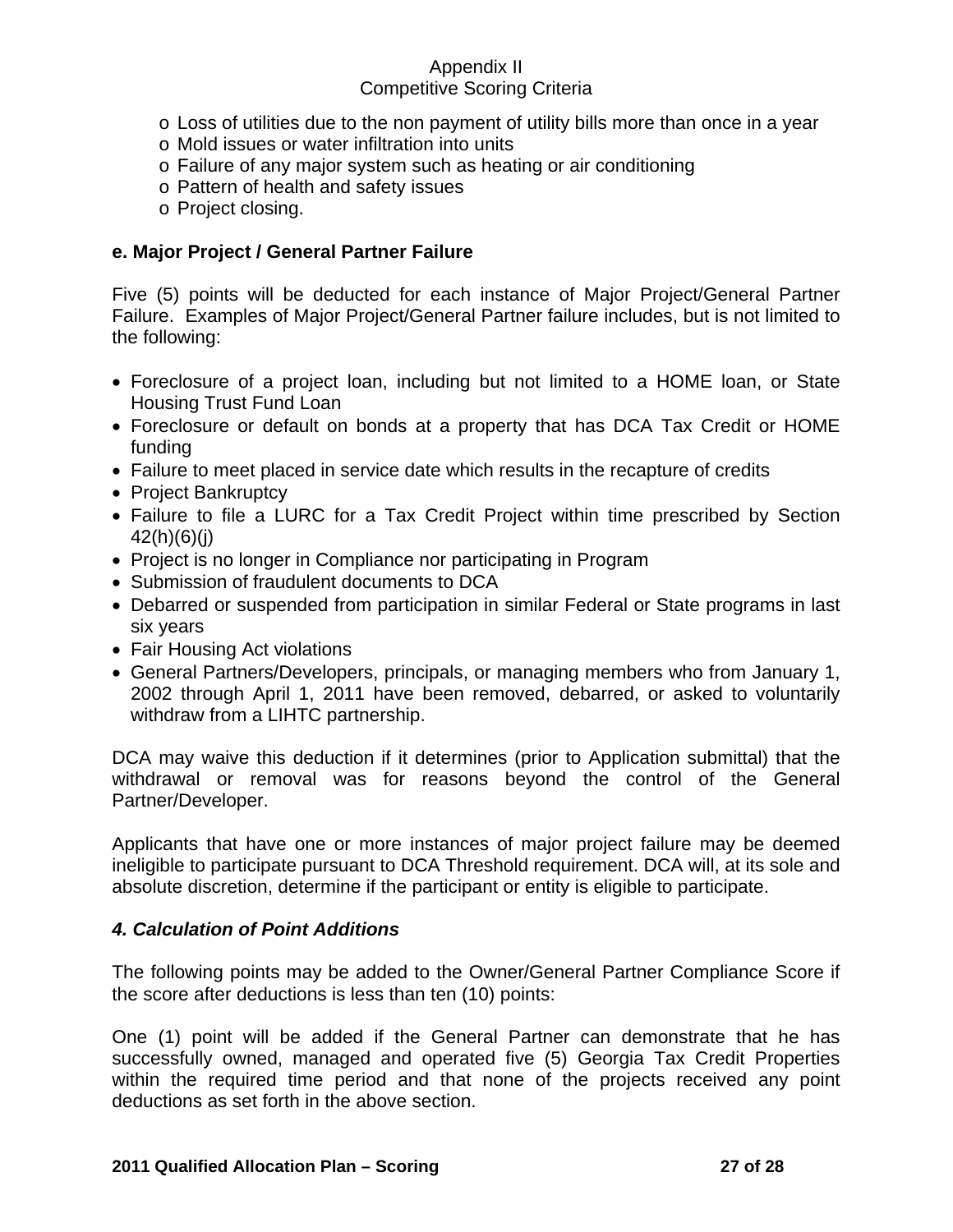- Loss of utilities due to the non payment of utility bills more than once in a year
- Mold issues or water infiltration into units
- Failure of any major system such as heating or air conditioning
- Pattern of health and safety issues
- Project closing.

**e. Major Project / General Partner Failure**

Five (5) points will be deducted for each instance of Major Project/General Partner Failure. Examples of Major Project/General Partner failure includes, but is not limited to the following:

- Foreclosure of a project loan, including but not limited to a HOME loan, or State Housing Trust Fund Loan
- Foreclosure or default on bonds at a property that has DCA Tax Credit or HOME funding
- Failure to meet placed in service date which results in the recapture of credits
- Project Bankruptcy
- Failure to file a LURC for a Tax Credit Project within time prescribed by Section 42(h)(6)(j)
- Project is no longer in Compliance nor participating in Program
- Submission of fraudulent documents to DCA
- Debarred or suspended from participation in similar Federal or State programs in last six years
- Fair Housing Act violations
- General Partners/Developers, principals, or managing members who from January 1, 2002 through April 1, 2011 have been removed, debarred, or asked to voluntarily withdraw from a LIHTC partnership.

DCA may waive this deduction if it determines (prior to Application submittal) that the withdrawal or removal was for reasons beyond the control of the General Partner/Developer.

Applicants that have one or more instances of major project failure may be deemed ineligible to participate pursuant to DCA Threshold requirement. DCA will, at its sole and absolute discretion, determine if the participant or entity is eligible to participate.

### *4. Calculation of Point Additions*

The following points may be added to the Owner/General Partner Compliance Score if the score after deductions is less than ten (10) points:

One (1) point will be added if the General Partner can demonstrate that he has successfully owned, managed and operated five (5) Georgia Tax Credit Properties within the required time period and that none of the projects received any point deductions as set forth in the above section.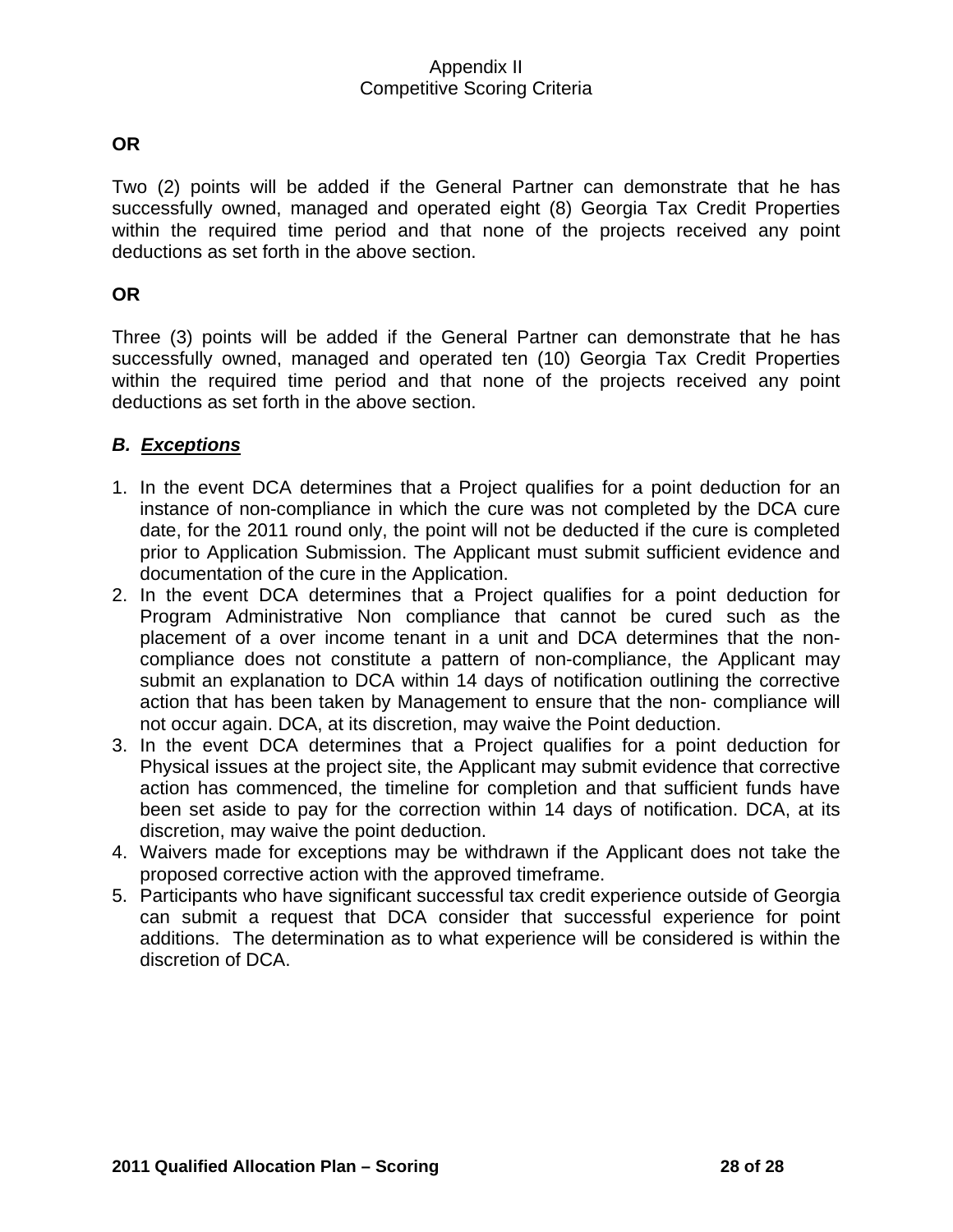**OR**

Two (2) points will be added if the General Partner can demonstrate that he has successfully owned, managed and operated eight (8) Georgia Tax Credit Properties within the required time period and that none of the projects received any point deductions as set forth in the above section.

**OR**

Three (3) points will be added if the General Partner can demonstrate that he has successfully owned, managed and operated ten (10) Georgia Tax Credit Properties within the required time period and that none of the projects received any point deductions as set forth in the above section.

### *B. Exceptions*

1. In the event DCA determines that a Project qualifies for a point deduction for an instance of non-compliance in which the cure was not completed by the DCA cure date, for the 2011 round only, the point will not be deducted if the cure is completed prior to Application Submission. The Applicant must submit sufficient evidence and documentation of the cure in the Application.
2. In the event DCA determines that a Project qualifies for a point deduction for Program Administrative Non compliance that cannot be cured such as the placement of a over income tenant in a unit and DCA determines that the non-compliance does not constitute a pattern of non-compliance, the Applicant may submit an explanation to DCA within 14 days of notification outlining the corrective action that has been taken by Management to ensure that the non- compliance will not occur again. DCA, at its discretion, may waive the Point deduction.
3. In the event DCA determines that a Project qualifies for a point deduction for Physical issues at the project site, the Applicant may submit evidence that corrective action has commenced, the timeline for completion and that sufficient funds have been set aside to pay for the correction within 14 days of notification. DCA, at its discretion, may waive the point deduction.
4. Waivers made for exceptions may be withdrawn if the Applicant does not take the proposed corrective action with the approved timeframe.
5. Participants who have significant successful tax credit experience outside of Georgia can submit a request that DCA consider that successful experience for point additions. The determination as to what experience will be considered is within the discretion of DCA.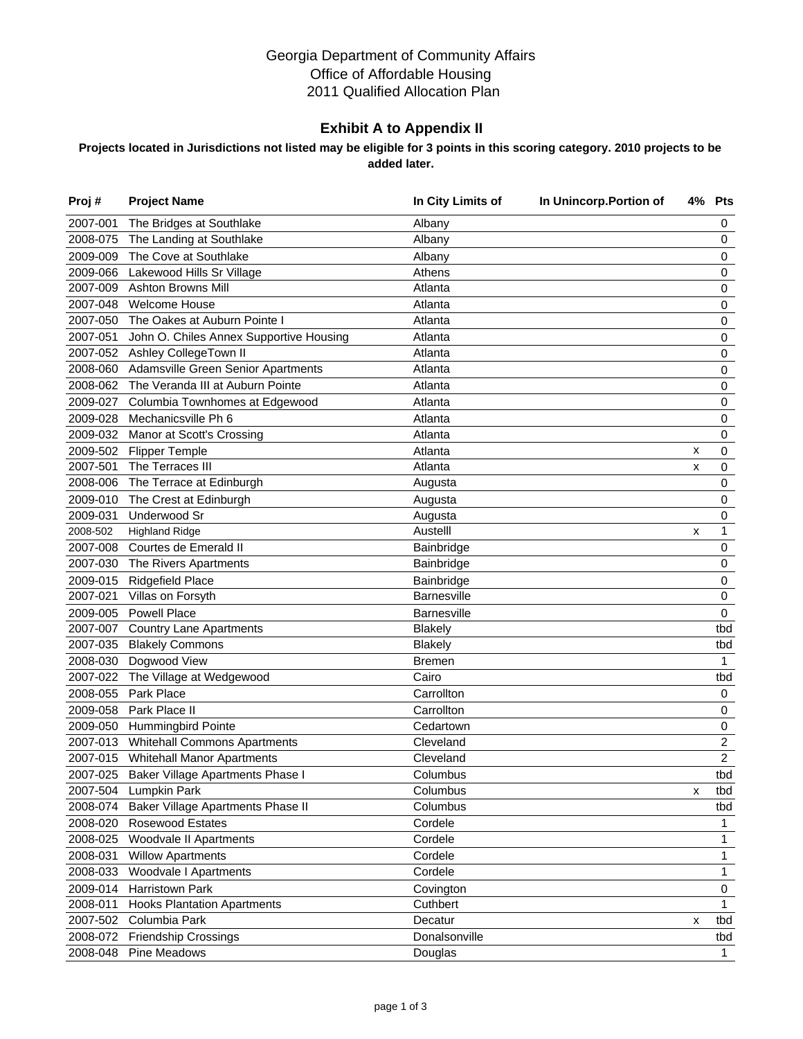Georgia Department of Community Affairs
Office of Affordable Housing
2011 Qualified Allocation Plan

## Exhibit A to Appendix II

**Projects located in Jurisdictions not listed may be eligible for 3 points in this scoring category. 2010 projects to be added later.**

| Proj # | Project Name | In City Limits of | In Unincorp.Portion of | 4% | Pts |
|---|---|---|---|---|---|
| 2007-001 | The Bridges at Southlake | Albany | | | 0 |
| 2008-075 | The Landing at Southlake | Albany | | | 0 |
| 2009-009 | The Cove at Southlake | Albany | | | 0 |
| 2009-066 | Lakewood Hills Sr Village | Athens | | | 0 |
| 2007-009 | Ashton Browns Mill | Atlanta | | | 0 |
| 2007-048 | Welcome House | Atlanta | | | 0 |
| 2007-050 | The Oakes at Auburn Pointe I | Atlanta | | | 0 |
| 2007-051 | John O. Chiles Annex Supportive Housing | Atlanta | | | 0 |
| 2007-052 | Ashley CollegeTown II | Atlanta | | | 0 |
| 2008-060 | Adamsville Green Senior Apartments | Atlanta | | | 0 |
| 2008-062 | The Veranda III at Auburn Pointe | Atlanta | | | 0 |
| 2009-027 | Columbia Townhomes at Edgewood | Atlanta | | | 0 |
| 2009-028 | Mechanicsville Ph 6 | Atlanta | | | 0 |
| 2009-032 | Manor at Scott's Crossing | Atlanta | | | 0 |
| 2009-502 | Flipper Temple | Atlanta | | x | 0 |
| 2007-501 | The Terraces III | Atlanta | | x | 0 |
| 2008-006 | The Terrace at Edinburgh | Augusta | | | 0 |
| 2009-010 | The Crest at Edinburgh | Augusta | | | 0 |
| 2009-031 | Underwood Sr | Augusta | | | 0 |
| 2008-502 | Highland Ridge | Austelll | | x | 1 |
| 2007-008 | Courtes de Emerald II | Bainbridge | | | 0 |
| 2007-030 | The Rivers Apartments | Bainbridge | | | 0 |
| 2009-015 | Ridgefield Place | Bainbridge | | | 0 |
| 2007-021 | Villas on Forsyth | Barnesville | | | 0 |
| 2009-005 | Powell Place | Barnesville | | | 0 |
| 2007-007 | Country Lane Apartments | Blakely | | | tbd |
| 2007-035 | Blakely Commons | Blakely | | | tbd |
| 2008-030 | Dogwood View | Bremen | | | 1 |
| 2007-022 | The Village at Wedgewood | Cairo | | | tbd |
| 2008-055 | Park Place | Carrollton | | | 0 |
| 2009-058 | Park Place II | Carrollton | | | 0 |
| 2009-050 | Hummingbird Pointe | Cedartown | | | 0 |
| 2007-013 | Whitehall Commons Apartments | Cleveland | | | 2 |
| 2007-015 | Whitehall Manor Apartments | Cleveland | | | 2 |
| 2007-025 | Baker Village Apartments Phase I | Columbus | | | tbd |
| 2007-504 | Lumpkin Park | Columbus | | x | tbd |
| 2008-074 | Baker Village Apartments Phase II | Columbus | | | tbd |
| 2008-020 | Rosewood Estates | Cordele | | | 1 |
| 2008-025 | Woodvale II Apartments | Cordele | | | 1 |
| 2008-031 | Willow Apartments | Cordele | | | 1 |
| 2008-033 | Woodvale I Apartments | Cordele | | | 1 |
| 2009-014 | Harristown Park | Covington | | | 0 |
| 2008-011 | Hooks Plantation Apartments | Cuthbert | | | 1 |
| 2007-502 | Columbia Park | Decatur | | x | tbd |
| 2008-072 | Friendship Crossings | Donalsonville | | | tbd |
| 2008-048 | Pine Meadows | Douglas | | | 1 |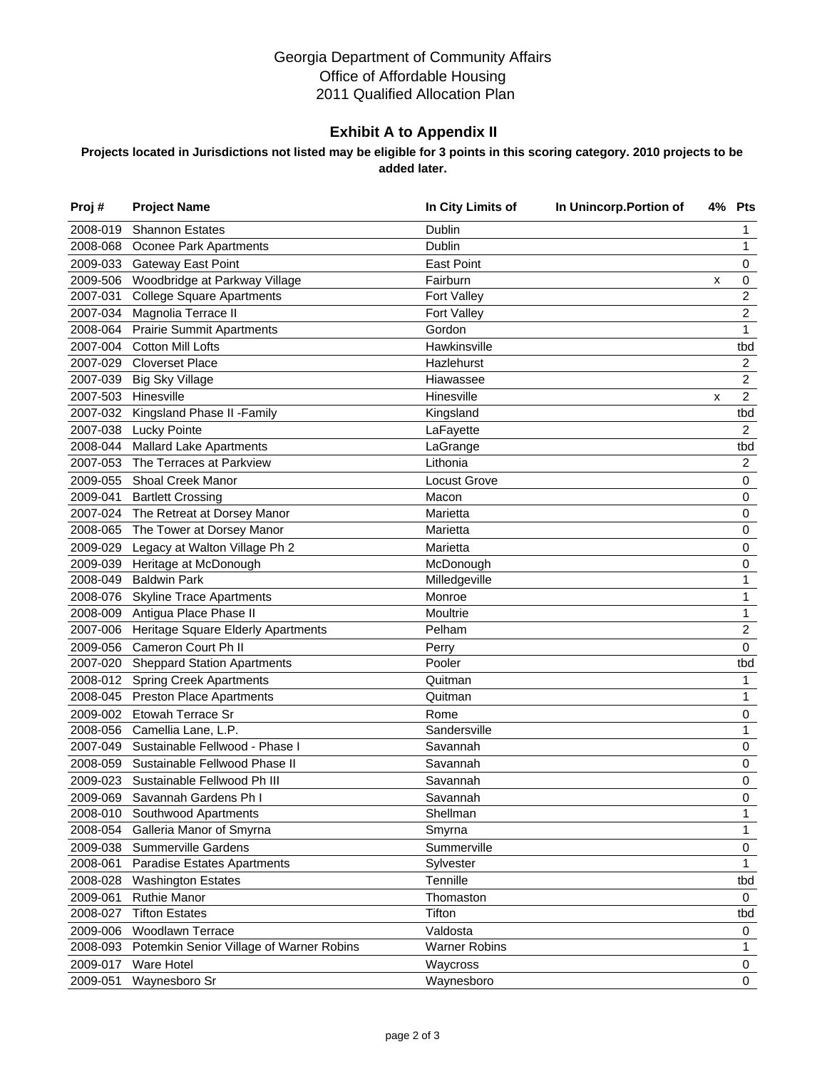Georgia Department of Community Affairs
Office of Affordable Housing
2011 Qualified Allocation Plan

## Exhibit A to Appendix II

**Projects located in Jurisdictions not listed may be eligible for 3 points in this scoring category. 2010 projects to be added later.**

| Proj # | Project Name | In City Limits of | In Unincorp.Portion of | 4% | Pts |
|---|---|---|---|---|---|
| 2008-019 | Shannon Estates | Dublin | | | 1 |
| 2008-068 | Oconee Park Apartments | Dublin | | | 1 |
| 2009-033 | Gateway East Point | East Point | | | 0 |
| 2009-506 | Woodbridge at Parkway Village | Fairburn | | x | 0 |
| 2007-031 | College Square Apartments | Fort Valley | | | 2 |
| 2007-034 | Magnolia Terrace II | Fort Valley | | | 2 |
| 2008-064 | Prairie Summit Apartments | Gordon | | | 1 |
| 2007-004 | Cotton Mill Lofts | Hawkinsville | | | tbd |
| 2007-029 | Cloverset Place | Hazlehurst | | | 2 |
| 2007-039 | Big Sky Village | Hiawassee | | | 2 |
| 2007-503 | Hinesville | Hinesville | | x | 2 |
| 2007-032 | Kingsland Phase II -Family | Kingsland | | | tbd |
| 2007-038 | Lucky Pointe | LaFayette | | | 2 |
| 2008-044 | Mallard Lake Apartments | LaGrange | | | tbd |
| 2007-053 | The Terraces at Parkview | Lithonia | | | 2 |
| 2009-055 | Shoal Creek Manor | Locust Grove | | | 0 |
| 2009-041 | Bartlett Crossing | Macon | | | 0 |
| 2007-024 | The Retreat at Dorsey Manor | Marietta | | | 0 |
| 2008-065 | The Tower at Dorsey Manor | Marietta | | | 0 |
| 2009-029 | Legacy at Walton Village Ph 2 | Marietta | | | 0 |
| 2009-039 | Heritage at McDonough | McDonough | | | 0 |
| 2008-049 | Baldwin Park | Milledgeville | | | 1 |
| 2008-076 | Skyline Trace Apartments | Monroe | | | 1 |
| 2008-009 | Antigua Place Phase II | Moultrie | | | 1 |
| 2007-006 | Heritage Square Elderly Apartments | Pelham | | | 2 |
| 2009-056 | Cameron Court Ph II | Perry | | | 0 |
| 2007-020 | Sheppard Station Apartments | Pooler | | | tbd |
| 2008-012 | Spring Creek Apartments | Quitman | | | 1 |
| 2008-045 | Preston Place Apartments | Quitman | | | 1 |
| 2009-002 | Etowah Terrace Sr | Rome | | | 0 |
| 2008-056 | Camellia Lane, L.P. | Sandersville | | | 1 |
| 2007-049 | Sustainable Fellwood - Phase I | Savannah | | | 0 |
| 2008-059 | Sustainable Fellwood Phase II | Savannah | | | 0 |
| 2009-023 | Sustainable Fellwood Ph III | Savannah | | | 0 |
| 2009-069 | Savannah Gardens Ph I | Savannah | | | 0 |
| 2008-010 | Southwood Apartments | Shellman | | | 1 |
| 2008-054 | Galleria Manor of Smyrna | Smyrna | | | 1 |
| 2009-038 | Summerville Gardens | Summerville | | | 0 |
| 2008-061 | Paradise Estates Apartments | Sylvester | | | 1 |
| 2008-028 | Washington Estates | Tennille | | | tbd |
| 2009-061 | Ruthie Manor | Thomaston | | | 0 |
| 2008-027 | Tifton Estates | Tifton | | | tbd |
| 2009-006 | Woodlawn Terrace | Valdosta | | | 0 |
| 2008-093 | Potemkin Senior Village of Warner Robins | Warner Robins | | | 1 |
| 2009-017 | Ware Hotel | Waycross | | | 0 |
| 2009-051 | Waynesboro Sr | Waynesboro | | | 0 |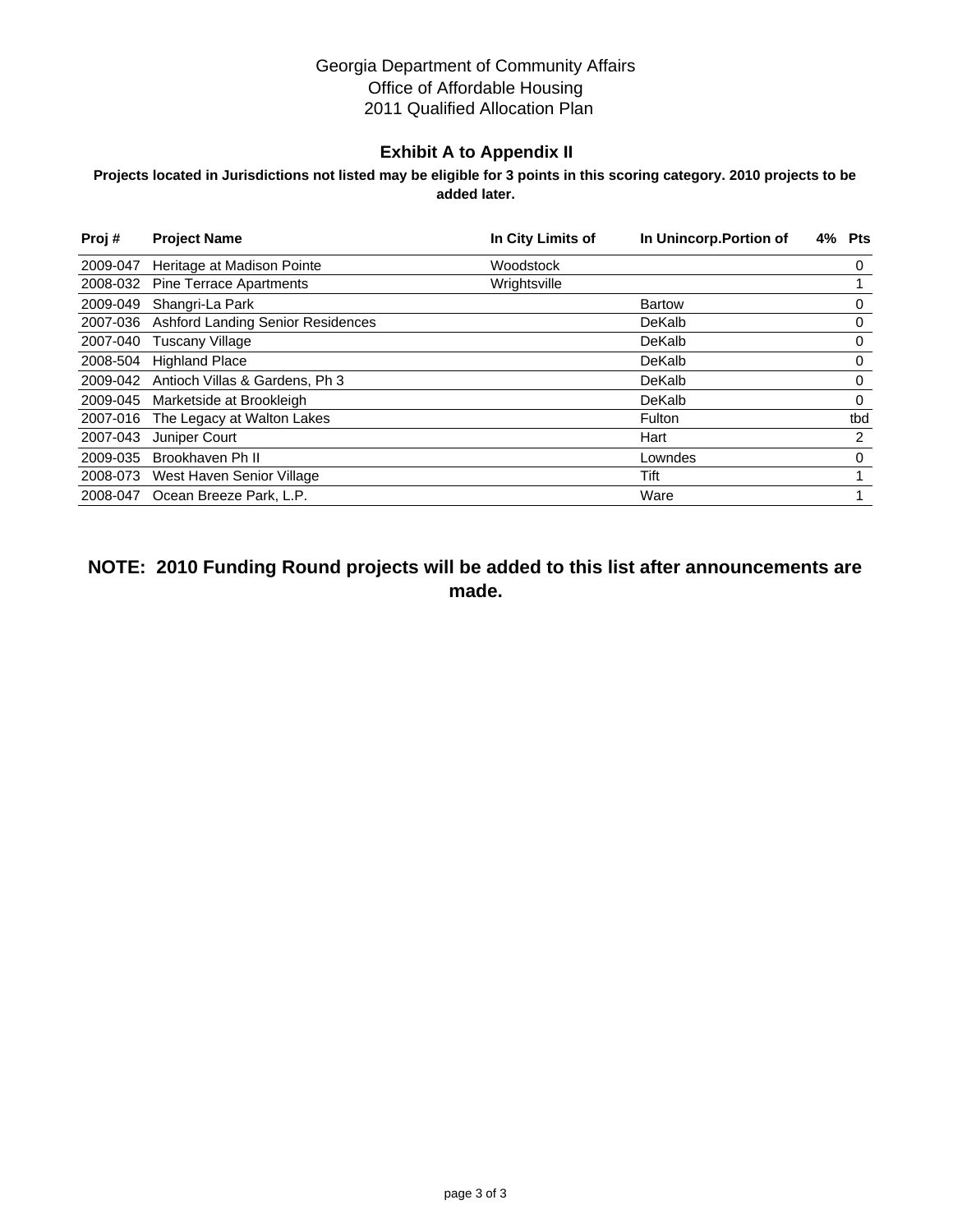Georgia Department of Community Affairs
Office of Affordable Housing
2011 Qualified Allocation Plan

## Exhibit A to Appendix II

**Projects located in Jurisdictions not listed may be eligible for 3 points in this scoring category. 2010 projects to be added later.**

| Proj # | Project Name | In City Limits of | In Unincorp.Portion of | 4% | Pts |
|---|---|---|---|---|---|
| 2009-047 | Heritage at Madison Pointe | Woodstock | | | 0 |
| 2008-032 | Pine Terrace Apartments | Wrightsville | | | 1 |
| 2009-049 | Shangri-La Park | | Bartow | | 0 |
| 2007-036 | Ashford Landing Senior Residences | | DeKalb | | 0 |
| 2007-040 | Tuscany Village | | DeKalb | | 0 |
| 2008-504 | Highland Place | | DeKalb | | 0 |
| 2009-042 | Antioch Villas & Gardens, Ph 3 | | DeKalb | | 0 |
| 2009-045 | Marketside at Brookleigh | | DeKalb | | 0 |
| 2007-016 | The Legacy at Walton Lakes | | Fulton | | tbd |
| 2007-043 | Juniper Court | | Hart | | 2 |
| 2009-035 | Brookhaven Ph II | | Lowndes | | 0 |
| 2008-073 | West Haven Senior Village | | Tift | | 1 |
| 2008-047 | Ocean Breeze Park, L.P. | | Ware | | 1 |

**NOTE: 2010 Funding Round projects will be added to this list after announcements are made.**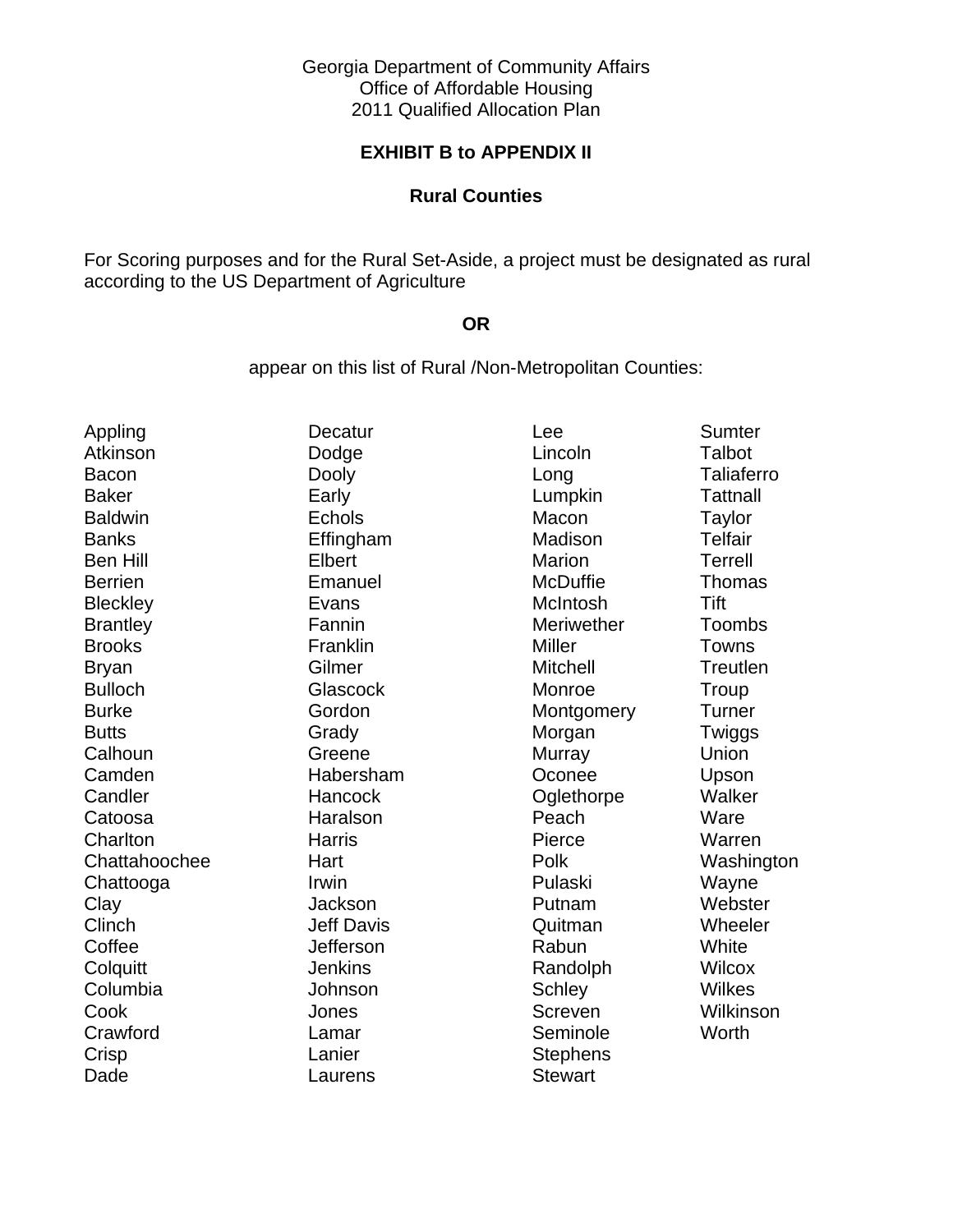Georgia Department of Community Affairs
Office of Affordable Housing
2011 Qualified Allocation Plan

**EXHIBIT B to APPENDIX II**

**Rural Counties**

For Scoring purposes and for the Rural Set-Aside, a project must be designated as rural according to the US Department of Agriculture

**OR**

appear on this list of Rural /Non-Metropolitan Counties:

| | | | |
|---|---|---|---|
| Appling | Decatur | Lee | Sumter |
| Atkinson | Dodge | Lincoln | Talbot |
| Bacon | Dooly | Long | Taliaferro |
| Baker | Early | Lumpkin | Tattnall |
| Baldwin | Echols | Macon | Taylor |
| Banks | Effingham | Madison | Telfair |
| Ben Hill | Elbert | Marion | Terrell |
| Berrien | Emanuel | McDuffie | Thomas |
| Bleckley | Evans | McIntosh | Tift |
| Brantley | Fannin | Meriwether | Toombs |
| Brooks | Franklin | Miller | Towns |
| Bryan | Gilmer | Mitchell | Treutlen |
| Bulloch | Glascock | Monroe | Troup |
| Burke | Gordon | Montgomery | Turner |
| Butts | Grady | Morgan | Twiggs |
| Calhoun | Greene | Murray | Union |
| Camden | Habersham | Oconee | Upson |
| Candler | Hancock | Oglethorpe | Walker |
| Catoosa | Haralson | Peach | Ware |
| Charlton | Harris | Pierce | Warren |
| Chattahoochee | Hart | Polk | Washington |
| Chattooga | Irwin | Pulaski | Wayne |
| Clay | Jackson | Putnam | Webster |
| Clinch | Jeff Davis | Quitman | Wheeler |
| Coffee | Jefferson | Rabun | White |
| Colquitt | Jenkins | Randolph | Wilcox |
| Columbia | Johnson | Schley | Wilkes |
| Cook | Jones | Screven | Wilkinson |
| Crawford | Lamar | Seminole | Worth |
| Crisp | Lanier | Stephens | |
| Dade | Laurens | Stewart | |